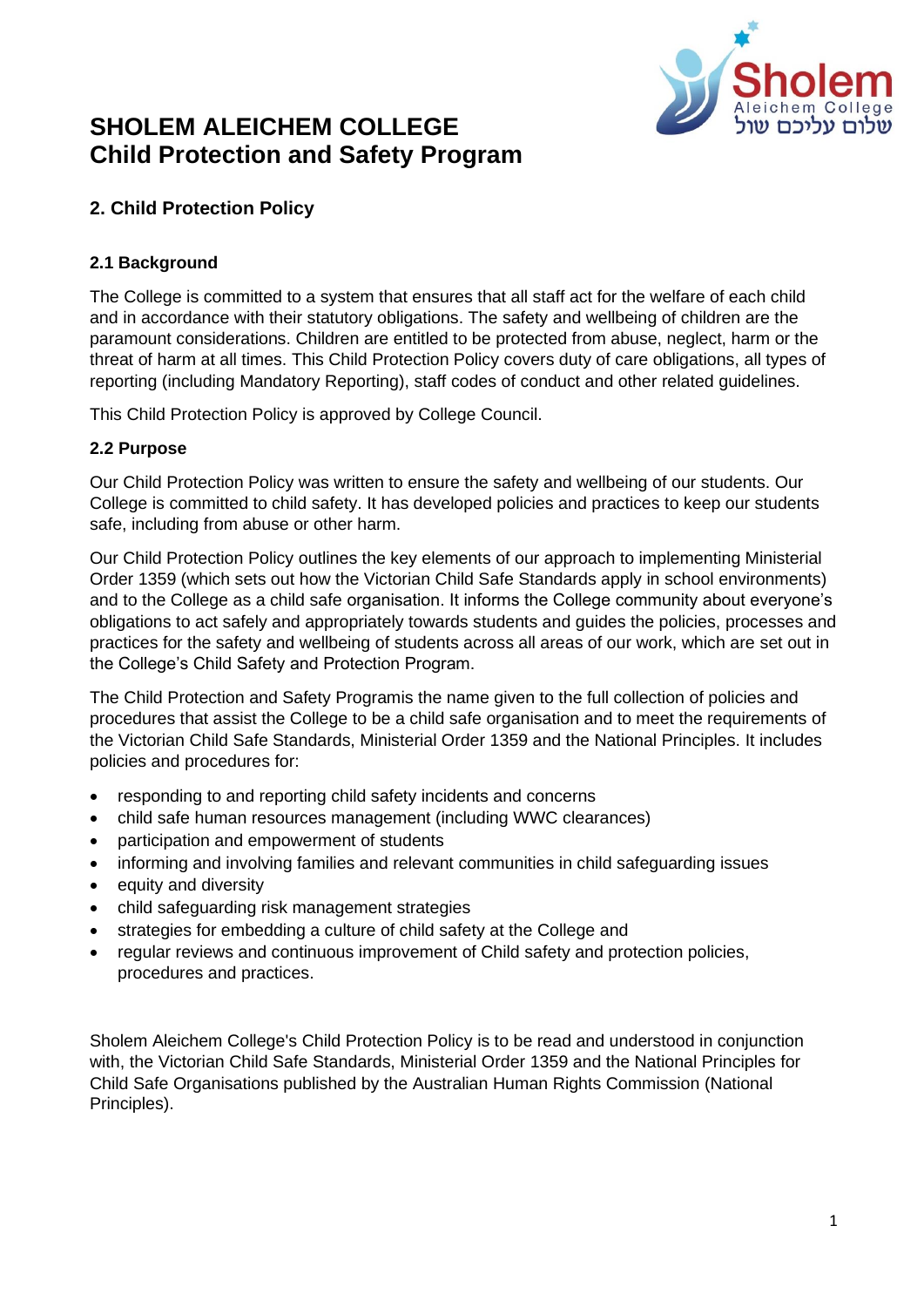# SHOLEM ALEICHEM COLLEGE
# Child Protection and Safety Program

## 2. Child Protection Policy

### 2.1 Background

The College is committed to a system that ensures that all staff act for the welfare of each child and in accordance with their statutory obligations. The safety and wellbeing of children are the paramount considerations. Children are entitled to be protected from abuse, neglect, harm or the threat of harm at all times. This Child Protection Policy covers duty of care obligations, all types of reporting (including Mandatory Reporting), staff codes of conduct and other related guidelines.

This Child Protection Policy is approved by College Council.

### 2.2 Purpose

Our Child Protection Policy was written to ensure the safety and wellbeing of our students. Our College is committed to child safety. It has developed policies and practices to keep our students safe, including from abuse or other harm.

Our Child Protection Policy outlines the key elements of our approach to implementing Ministerial Order 1359 (which sets out how the Victorian Child Safe Standards apply in school environments) and to the College as a child safe organisation. It informs the College community about everyone's obligations to act safely and appropriately towards students and guides the policies, processes and practices for the safety and wellbeing of students across all areas of our work, which are set out in the College's Child Safety and Protection Program.

The Child Protection and Safety Programis the name given to the full collection of policies and procedures that assist the College to be a child safe organisation and to meet the requirements of the Victorian Child Safe Standards, Ministerial Order 1359 and the National Principles. It includes policies and procedures for:

- responding to and reporting child safety incidents and concerns
- child safe human resources management (including WWC clearances)
- participation and empowerment of students
- informing and involving families and relevant communities in child safeguarding issues
- equity and diversity
- child safeguarding risk management strategies
- strategies for embedding a culture of child safety at the College and
- regular reviews and continuous improvement of Child safety and protection policies, procedures and practices.

Sholem Aleichem College's Child Protection Policy is to be read and understood in conjunction with, the Victorian Child Safe Standards, Ministerial Order 1359 and the National Principles for Child Safe Organisations published by the Australian Human Rights Commission (National Principles).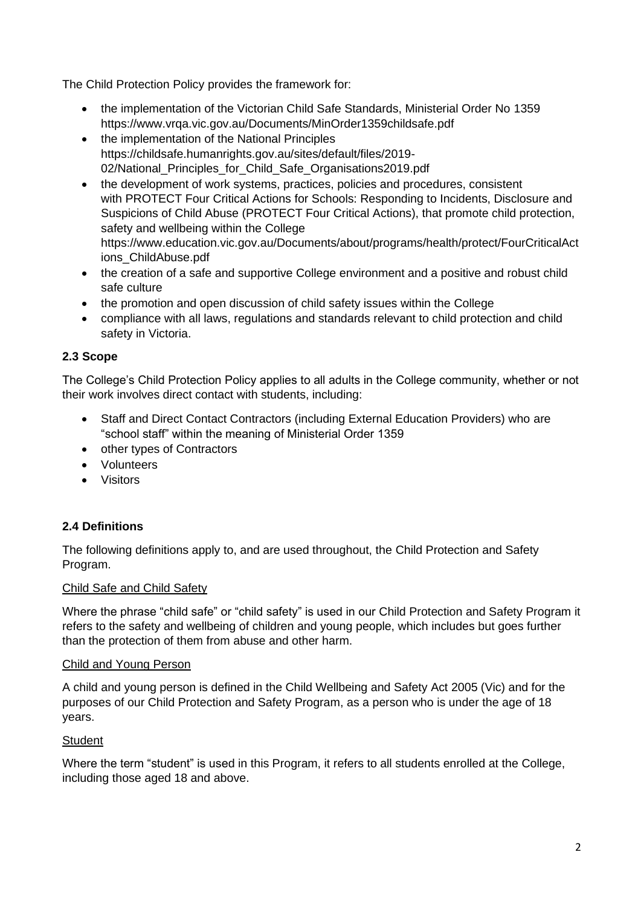The Child Protection Policy provides the framework for:

- the implementation of the Victorian Child Safe Standards, Ministerial Order No 1359 https://www.vrqa.vic.gov.au/Documents/MinOrder1359childsafe.pdf
- the implementation of the National Principles https://childsafe.humanrights.gov.au/sites/default/files/2019-02/National_Principles_for_Child_Safe_Organisations2019.pdf
- the development of work systems, practices, policies and procedures, consistent with PROTECT Four Critical Actions for Schools: Responding to Incidents, Disclosure and Suspicions of Child Abuse (PROTECT Four Critical Actions), that promote child protection, safety and wellbeing within the College https://www.education.vic.gov.au/Documents/about/programs/health/protect/FourCriticalActions_ChildAbuse.pdf
- the creation of a safe and supportive College environment and a positive and robust child safe culture
- the promotion and open discussion of child safety issues within the College
- compliance with all laws, regulations and standards relevant to child protection and child safety in Victoria.

### 2.3 Scope

The College's Child Protection Policy applies to all adults in the College community, whether or not their work involves direct contact with students, including:

- Staff and Direct Contact Contractors (including External Education Providers) who are "school staff" within the meaning of Ministerial Order 1359
- other types of Contractors
- Volunteers
- Visitors

### 2.4 Definitions

The following definitions apply to, and are used throughout, the Child Protection and Safety Program.

<u>Child Safe and Child Safety</u>

Where the phrase "child safe" or "child safety" is used in our Child Protection and Safety Program it refers to the safety and wellbeing of children and young people, which includes but goes further than the protection of them from abuse and other harm.

<u>Child and Young Person</u>

A child and young person is defined in the Child Wellbeing and Safety Act 2005 (Vic) and for the purposes of our Child Protection and Safety Program, as a person who is under the age of 18 years.

<u>Student</u>

Where the term "student" is used in this Program, it refers to all students enrolled at the College, including those aged 18 and above.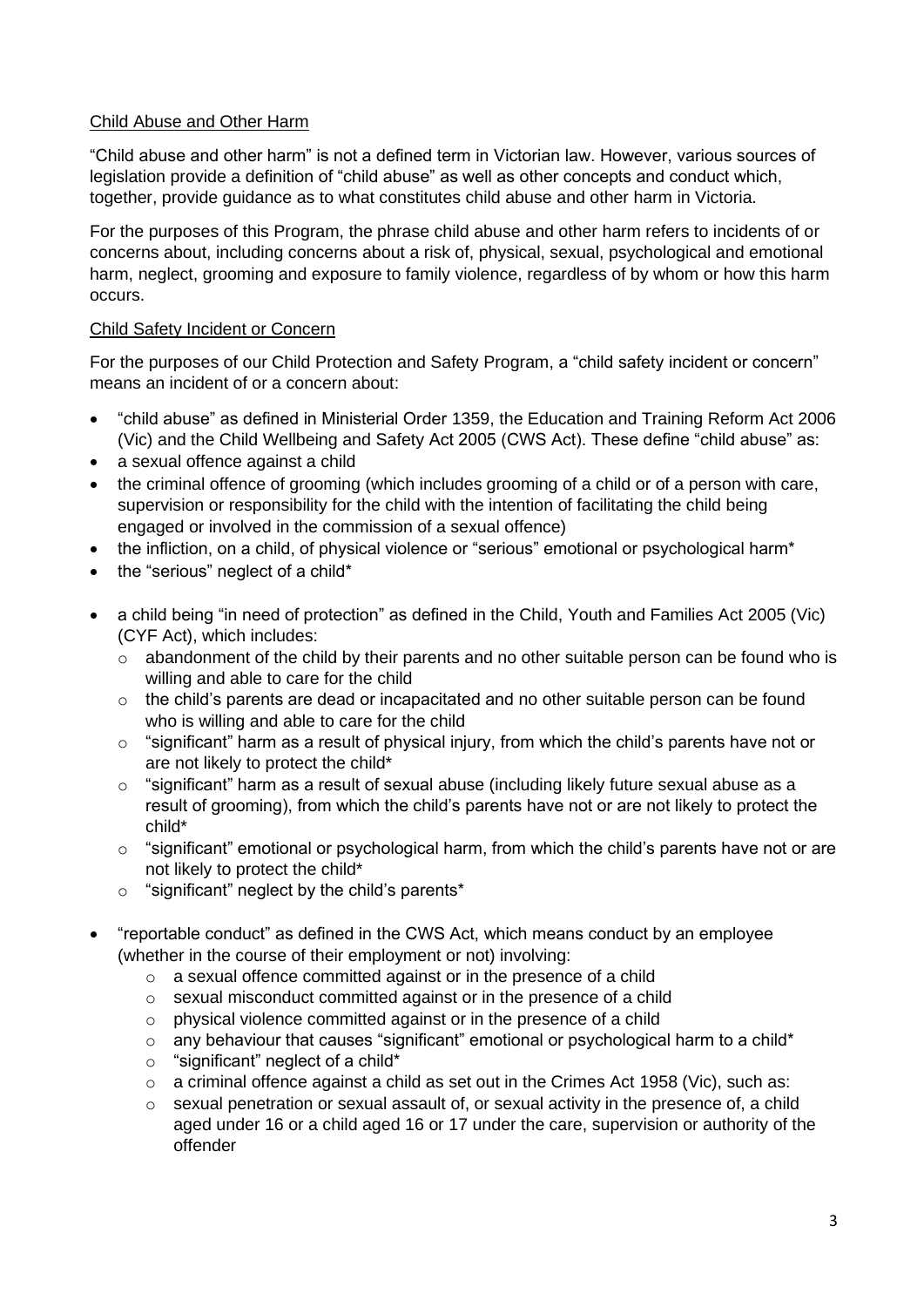Child Abuse and Other Harm

"Child abuse and other harm" is not a defined term in Victorian law. However, various sources of legislation provide a definition of "child abuse" as well as other concepts and conduct which, together, provide guidance as to what constitutes child abuse and other harm in Victoria.

For the purposes of this Program, the phrase child abuse and other harm refers to incidents of or concerns about, including concerns about a risk of, physical, sexual, psychological and emotional harm, neglect, grooming and exposure to family violence, regardless of by whom or how this harm occurs.

Child Safety Incident or Concern

For the purposes of our Child Protection and Safety Program, a "child safety incident or concern" means an incident of or a concern about:

- "child abuse" as defined in Ministerial Order 1359, the Education and Training Reform Act 2006 (Vic) and the Child Wellbeing and Safety Act 2005 (CWS Act). These define "child abuse" as:
- a sexual offence against a child
- the criminal offence of grooming (which includes grooming of a child or of a person with care, supervision or responsibility for the child with the intention of facilitating the child being engaged or involved in the commission of a sexual offence)
- the infliction, on a child, of physical violence or "serious" emotional or psychological harm*
- the "serious" neglect of a child*

- a child being "in need of protection" as defined in the Child, Youth and Families Act 2005 (Vic) (CYF Act), which includes:
  - abandonment of the child by their parents and no other suitable person can be found who is willing and able to care for the child
  - the child's parents are dead or incapacitated and no other suitable person can be found who is willing and able to care for the child
  - "significant" harm as a result of physical injury, from which the child's parents have not or are not likely to protect the child*
  - "significant" harm as a result of sexual abuse (including likely future sexual abuse as a result of grooming), from which the child's parents have not or are not likely to protect the child*
  - "significant" emotional or psychological harm, from which the child's parents have not or are not likely to protect the child*
  - "significant" neglect by the child's parents*

- "reportable conduct" as defined in the CWS Act, which means conduct by an employee (whether in the course of their employment or not) involving:
  - a sexual offence committed against or in the presence of a child
  - sexual misconduct committed against or in the presence of a child
  - physical violence committed against or in the presence of a child
  - any behaviour that causes "significant" emotional or psychological harm to a child*
  - "significant" neglect of a child*
  - a criminal offence against a child as set out in the Crimes Act 1958 (Vic), such as:
  - sexual penetration or sexual assault of, or sexual activity in the presence of, a child aged under 16 or a child aged 16 or 17 under the care, supervision or authority of the offender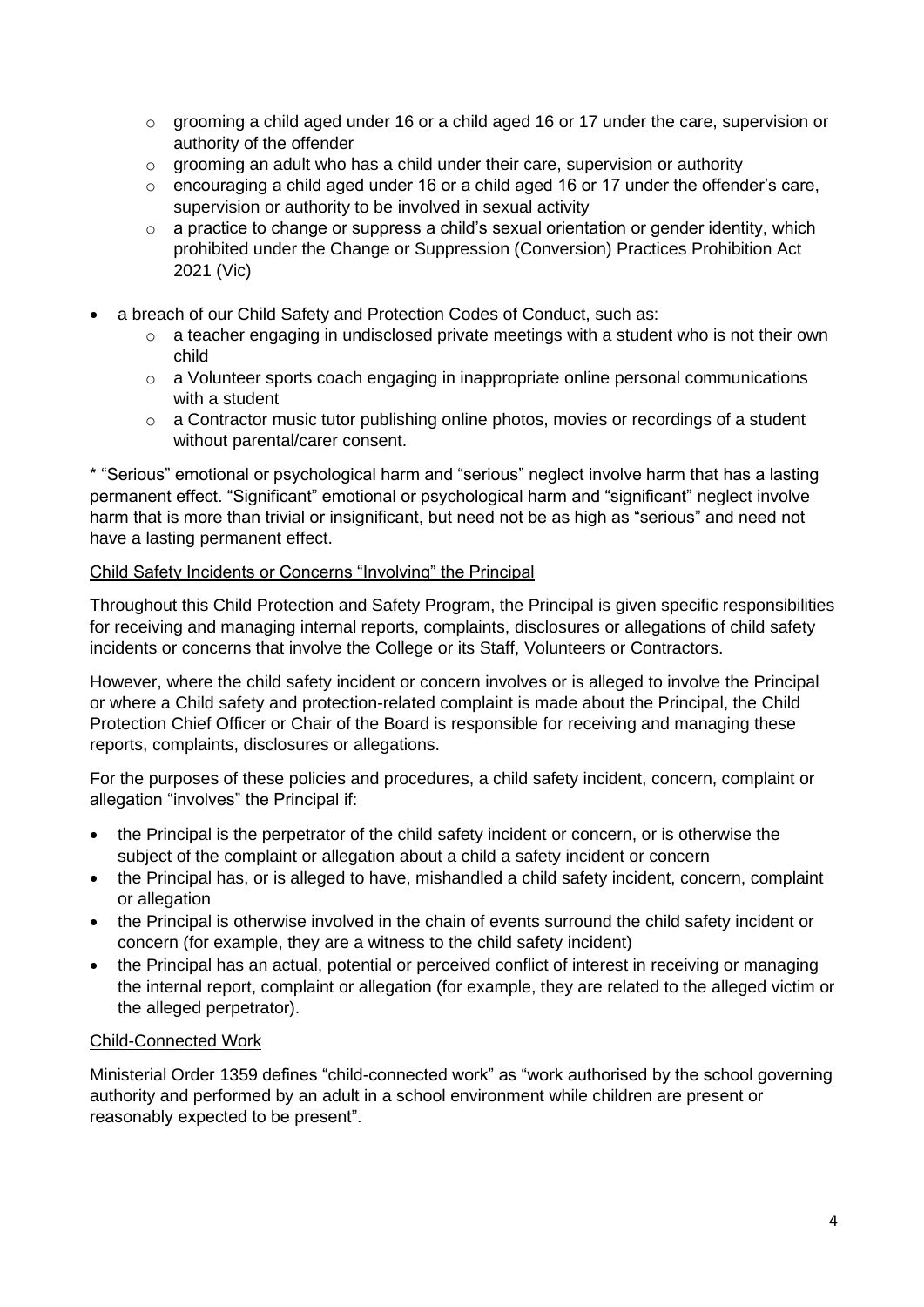- grooming a child aged under 16 or a child aged 16 or 17 under the care, supervision or authority of the offender
    - grooming an adult who has a child under their care, supervision or authority
    - encouraging a child aged under 16 or a child aged 16 or 17 under the offender's care, supervision or authority to be involved in sexual activity
    - a practice to change or suppress a child's sexual orientation or gender identity, which prohibited under the Change or Suppression (Conversion) Practices Prohibition Act 2021 (Vic)
- a breach of our Child Safety and Protection Codes of Conduct, such as:
    - a teacher engaging in undisclosed private meetings with a student who is not their own child
    - a Volunteer sports coach engaging in inappropriate online personal communications with a student
    - a Contractor music tutor publishing online photos, movies or recordings of a student without parental/carer consent.

* "Serious" emotional or psychological harm and "serious" neglect involve harm that has a lasting permanent effect. "Significant" emotional or psychological harm and "significant" neglect involve harm that is more than trivial or insignificant, but need not be as high as "serious" and need not have a lasting permanent effect.

<u>Child Safety Incidents or Concerns "Involving" the Principal</u>

Throughout this Child Protection and Safety Program, the Principal is given specific responsibilities for receiving and managing internal reports, complaints, disclosures or allegations of child safety incidents or concerns that involve the College or its Staff, Volunteers or Contractors.

However, where the child safety incident or concern involves or is alleged to involve the Principal or where a Child safety and protection-related complaint is made about the Principal, the Child Protection Chief Officer or Chair of the Board is responsible for receiving and managing these reports, complaints, disclosures or allegations.

For the purposes of these policies and procedures, a child safety incident, concern, complaint or allegation "involves" the Principal if:

- the Principal is the perpetrator of the child safety incident or concern, or is otherwise the subject of the complaint or allegation about a child a safety incident or concern
- the Principal has, or is alleged to have, mishandled a child safety incident, concern, complaint or allegation
- the Principal is otherwise involved in the chain of events surround the child safety incident or concern (for example, they are a witness to the child safety incident)
- the Principal has an actual, potential or perceived conflict of interest in receiving or managing the internal report, complaint or allegation (for example, they are related to the alleged victim or the alleged perpetrator).

<u>Child-Connected Work</u>

Ministerial Order 1359 defines "child-connected work" as "work authorised by the school governing authority and performed by an adult in a school environment while children are present or reasonably expected to be present".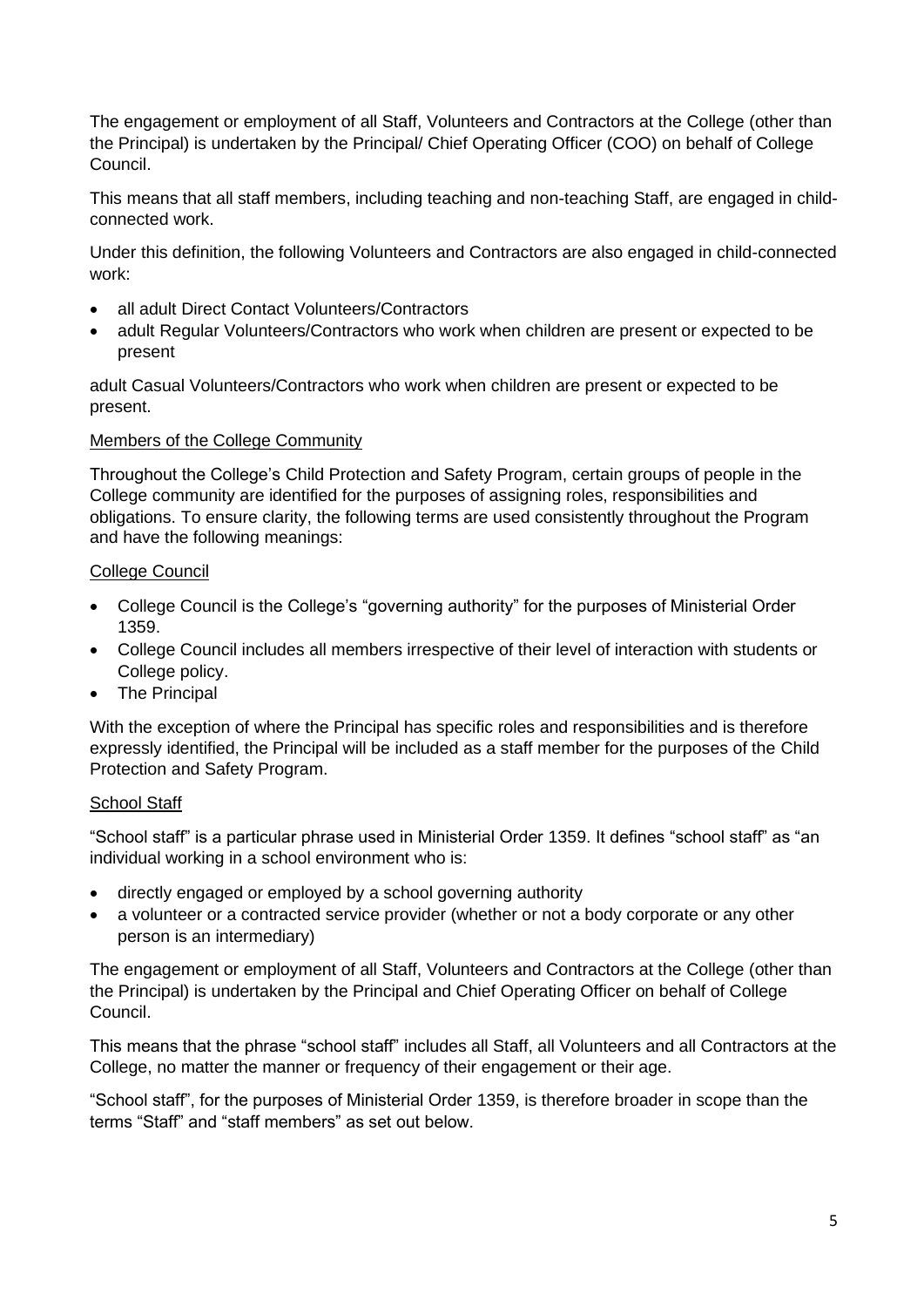The engagement or employment of all Staff, Volunteers and Contractors at the College (other than the Principal) is undertaken by the Principal/ Chief Operating Officer (COO) on behalf of College Council.

This means that all staff members, including teaching and non-teaching Staff, are engaged in child-connected work.

Under this definition, the following Volunteers and Contractors are also engaged in child-connected work:

- all adult Direct Contact Volunteers/Contractors
- adult Regular Volunteers/Contractors who work when children are present or expected to be present

adult Casual Volunteers/Contractors who work when children are present or expected to be present.

<u>Members of the College Community</u>

Throughout the College's Child Protection and Safety Program, certain groups of people in the College community are identified for the purposes of assigning roles, responsibilities and obligations. To ensure clarity, the following terms are used consistently throughout the Program and have the following meanings:

<u>College Council</u>

- College Council is the College's "governing authority" for the purposes of Ministerial Order 1359.
- College Council includes all members irrespective of their level of interaction with students or College policy.
- The Principal

With the exception of where the Principal has specific roles and responsibilities and is therefore expressly identified, the Principal will be included as a staff member for the purposes of the Child Protection and Safety Program.

<u>School Staff</u>

"School staff" is a particular phrase used in Ministerial Order 1359. It defines "school staff" as "an individual working in a school environment who is:

- directly engaged or employed by a school governing authority
- a volunteer or a contracted service provider (whether or not a body corporate or any other person is an intermediary)

The engagement or employment of all Staff, Volunteers and Contractors at the College (other than the Principal) is undertaken by the Principal and Chief Operating Officer on behalf of College Council.

This means that the phrase "school staff" includes all Staff, all Volunteers and all Contractors at the College, no matter the manner or frequency of their engagement or their age.

"School staff", for the purposes of Ministerial Order 1359, is therefore broader in scope than the terms "Staff" and "staff members" as set out below.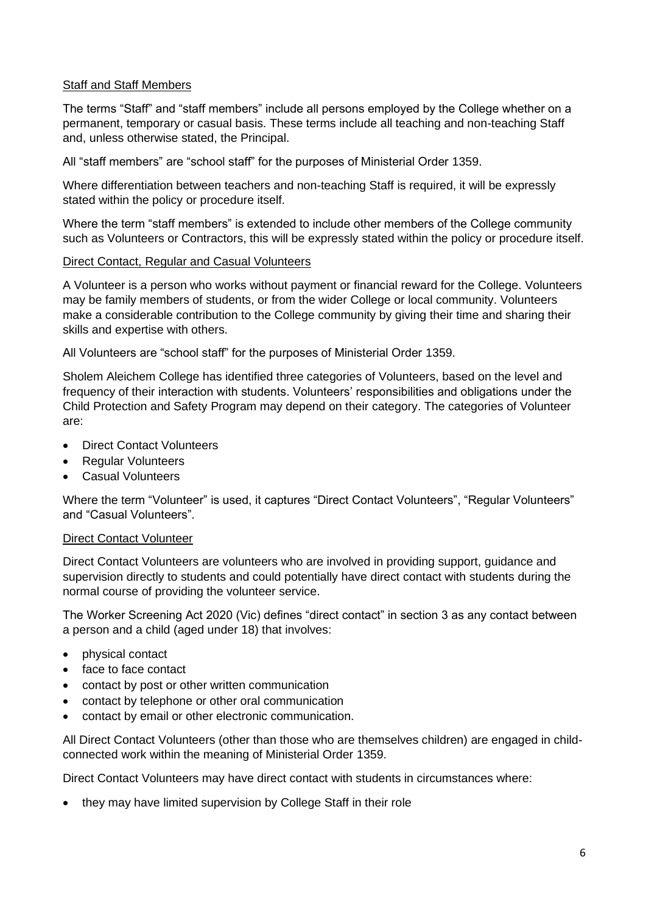### Staff and Staff Members

The terms "Staff" and "staff members" include all persons employed by the College whether on a permanent, temporary or casual basis. These terms include all teaching and non-teaching Staff and, unless otherwise stated, the Principal.

All "staff members" are "school staff" for the purposes of Ministerial Order 1359.

Where differentiation between teachers and non-teaching Staff is required, it will be expressly stated within the policy or procedure itself.

Where the term "staff members" is extended to include other members of the College community such as Volunteers or Contractors, this will be expressly stated within the policy or procedure itself.

### Direct Contact, Regular and Casual Volunteers

A Volunteer is a person who works without payment or financial reward for the College. Volunteers may be family members of students, or from the wider College or local community. Volunteers make a considerable contribution to the College community by giving their time and sharing their skills and expertise with others.

All Volunteers are "school staff" for the purposes of Ministerial Order 1359.

Sholem Aleichem College has identified three categories of Volunteers, based on the level and frequency of their interaction with students. Volunteers' responsibilities and obligations under the Child Protection and Safety Program may depend on their category. The categories of Volunteer are:

- Direct Contact Volunteers
- Regular Volunteers
- Casual Volunteers

Where the term "Volunteer" is used, it captures "Direct Contact Volunteers", "Regular Volunteers" and "Casual Volunteers".

### Direct Contact Volunteer

Direct Contact Volunteers are volunteers who are involved in providing support, guidance and supervision directly to students and could potentially have direct contact with students during the normal course of providing the volunteer service.

The Worker Screening Act 2020 (Vic) defines "direct contact" in section 3 as any contact between a person and a child (aged under 18) that involves:

- physical contact
- face to face contact
- contact by post or other written communication
- contact by telephone or other oral communication
- contact by email or other electronic communication.

All Direct Contact Volunteers (other than those who are themselves children) are engaged in child-connected work within the meaning of Ministerial Order 1359.

Direct Contact Volunteers may have direct contact with students in circumstances where:

- they may have limited supervision by College Staff in their role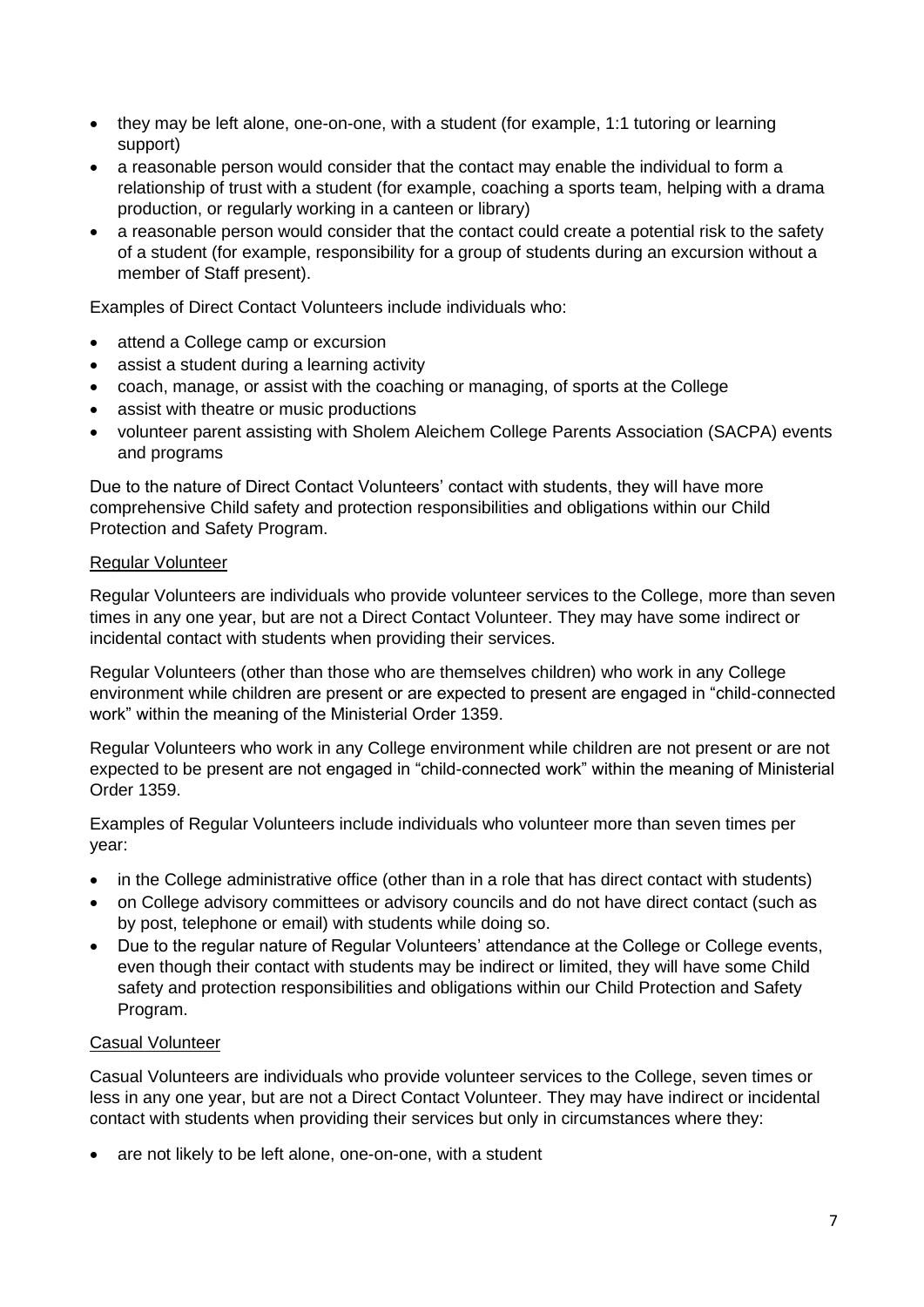- they may be left alone, one-on-one, with a student (for example, 1:1 tutoring or learning support)
- a reasonable person would consider that the contact may enable the individual to form a relationship of trust with a student (for example, coaching a sports team, helping with a drama production, or regularly working in a canteen or library)
- a reasonable person would consider that the contact could create a potential risk to the safety of a student (for example, responsibility for a group of students during an excursion without a member of Staff present).

Examples of Direct Contact Volunteers include individuals who:

- attend a College camp or excursion
- assist a student during a learning activity
- coach, manage, or assist with the coaching or managing, of sports at the College
- assist with theatre or music productions
- volunteer parent assisting with Sholem Aleichem College Parents Association (SACPA) events and programs

Due to the nature of Direct Contact Volunteers' contact with students, they will have more comprehensive Child safety and protection responsibilities and obligations within our Child Protection and Safety Program.

<u>Regular Volunteer</u>

Regular Volunteers are individuals who provide volunteer services to the College, more than seven times in any one year, but are not a Direct Contact Volunteer. They may have some indirect or incidental contact with students when providing their services.

Regular Volunteers (other than those who are themselves children) who work in any College environment while children are present or are expected to present are engaged in "child-connected work" within the meaning of the Ministerial Order 1359.

Regular Volunteers who work in any College environment while children are not present or are not expected to be present are not engaged in "child-connected work" within the meaning of Ministerial Order 1359.

Examples of Regular Volunteers include individuals who volunteer more than seven times per year:

- in the College administrative office (other than in a role that has direct contact with students)
- on College advisory committees or advisory councils and do not have direct contact (such as by post, telephone or email) with students while doing so.
- Due to the regular nature of Regular Volunteers' attendance at the College or College events, even though their contact with students may be indirect or limited, they will have some Child safety and protection responsibilities and obligations within our Child Protection and Safety Program.

<u>Casual Volunteer</u>

Casual Volunteers are individuals who provide volunteer services to the College, seven times or less in any one year, but are not a Direct Contact Volunteer. They may have indirect or incidental contact with students when providing their services but only in circumstances where they:

- are not likely to be left alone, one-on-one, with a student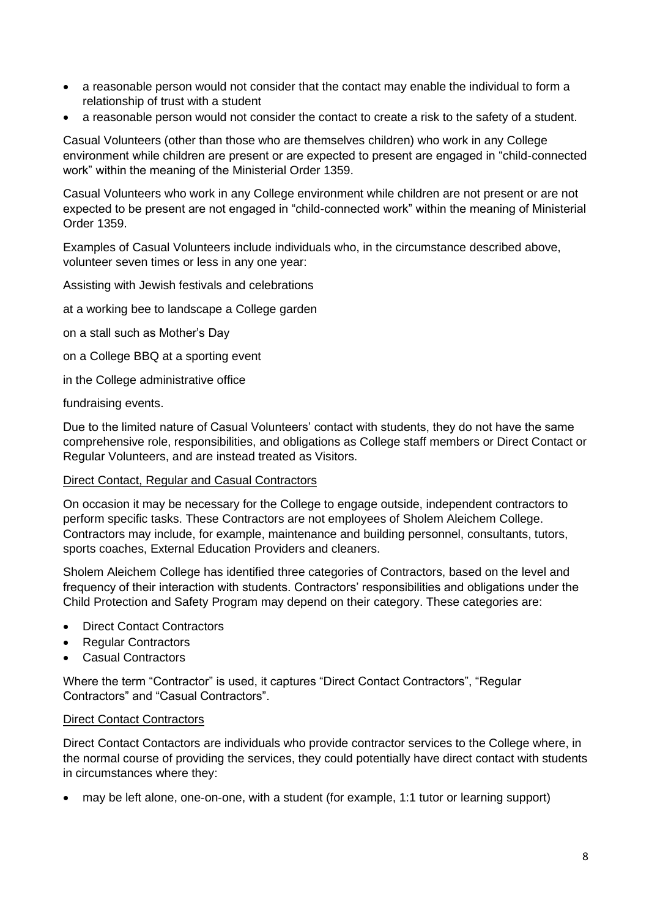- a reasonable person would not consider that the contact may enable the individual to form a relationship of trust with a student
- a reasonable person would not consider the contact to create a risk to the safety of a student.

Casual Volunteers (other than those who are themselves children) who work in any College environment while children are present or are expected to present are engaged in "child-connected work" within the meaning of the Ministerial Order 1359.

Casual Volunteers who work in any College environment while children are not present or are not expected to be present are not engaged in "child-connected work" within the meaning of Ministerial Order 1359.

Examples of Casual Volunteers include individuals who, in the circumstance described above, volunteer seven times or less in any one year:

Assisting with Jewish festivals and celebrations

at a working bee to landscape a College garden

on a stall such as Mother's Day

on a College BBQ at a sporting event

in the College administrative office

fundraising events.

Due to the limited nature of Casual Volunteers' contact with students, they do not have the same comprehensive role, responsibilities, and obligations as College staff members or Direct Contact or Regular Volunteers, and are instead treated as Visitors.

<u>Direct Contact, Regular and Casual Contractors</u>

On occasion it may be necessary for the College to engage outside, independent contractors to perform specific tasks. These Contractors are not employees of Sholem Aleichem College. Contractors may include, for example, maintenance and building personnel, consultants, tutors, sports coaches, External Education Providers and cleaners.

Sholem Aleichem College has identified three categories of Contractors, based on the level and frequency of their interaction with students. Contractors' responsibilities and obligations under the Child Protection and Safety Program may depend on their category. These categories are:

- Direct Contact Contractors
- Regular Contractors
- Casual Contractors

Where the term "Contractor" is used, it captures "Direct Contact Contractors", "Regular Contractors" and "Casual Contractors".

<u>Direct Contact Contractors</u>

Direct Contact Contactors are individuals who provide contractor services to the College where, in the normal course of providing the services, they could potentially have direct contact with students in circumstances where they:

- may be left alone, one-on-one, with a student (for example, 1:1 tutor or learning support)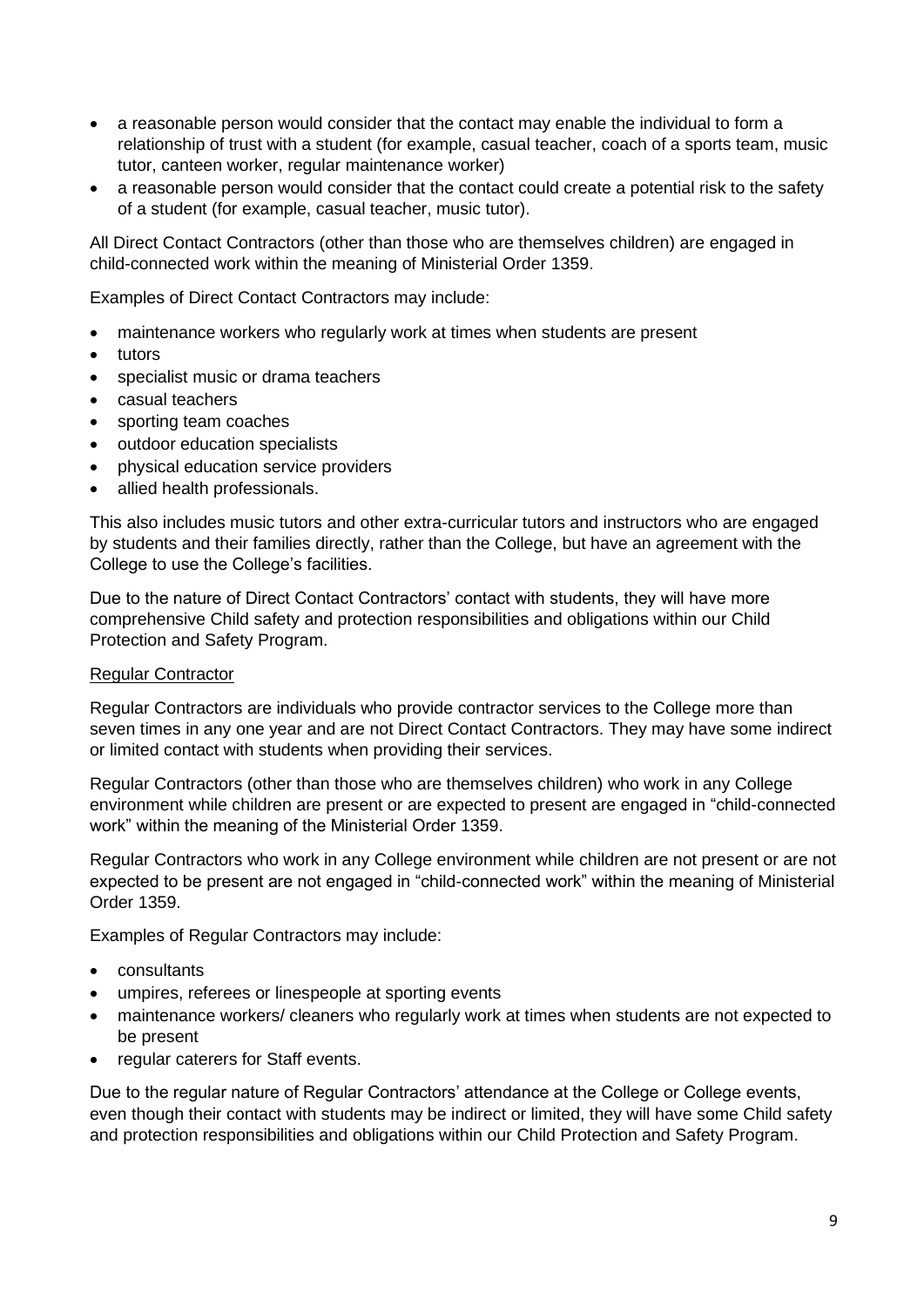- a reasonable person would consider that the contact may enable the individual to form a relationship of trust with a student (for example, casual teacher, coach of a sports team, music tutor, canteen worker, regular maintenance worker)
- a reasonable person would consider that the contact could create a potential risk to the safety of a student (for example, casual teacher, music tutor).

All Direct Contact Contractors (other than those who are themselves children) are engaged in child-connected work within the meaning of Ministerial Order 1359.

Examples of Direct Contact Contractors may include:

- maintenance workers who regularly work at times when students are present
- tutors
- specialist music or drama teachers
- casual teachers
- sporting team coaches
- outdoor education specialists
- physical education service providers
- allied health professionals.

This also includes music tutors and other extra-curricular tutors and instructors who are engaged by students and their families directly, rather than the College, but have an agreement with the College to use the College's facilities.

Due to the nature of Direct Contact Contractors' contact with students, they will have more comprehensive Child safety and protection responsibilities and obligations within our Child Protection and Safety Program.

<u>Regular Contractor</u>

Regular Contractors are individuals who provide contractor services to the College more than seven times in any one year and are not Direct Contact Contractors. They may have some indirect or limited contact with students when providing their services.

Regular Contractors (other than those who are themselves children) who work in any College environment while children are present or are expected to present are engaged in "child-connected work" within the meaning of the Ministerial Order 1359.

Regular Contractors who work in any College environment while children are not present or are not expected to be present are not engaged in "child-connected work" within the meaning of Ministerial Order 1359.

Examples of Regular Contractors may include:

- consultants
- umpires, referees or linespeople at sporting events
- maintenance workers/ cleaners who regularly work at times when students are not expected to be present
- regular caterers for Staff events.

Due to the regular nature of Regular Contractors' attendance at the College or College events, even though their contact with students may be indirect or limited, they will have some Child safety and protection responsibilities and obligations within our Child Protection and Safety Program.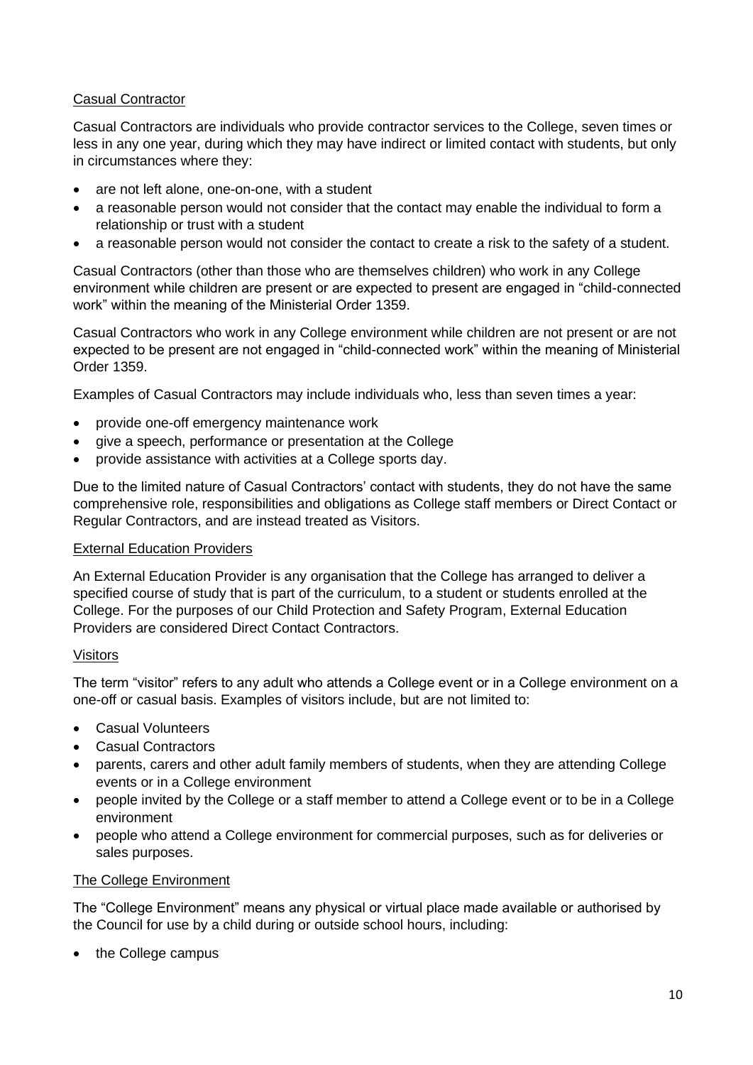### Casual Contractor

Casual Contractors are individuals who provide contractor services to the College, seven times or less in any one year, during which they may have indirect or limited contact with students, but only in circumstances where they:

- are not left alone, one-on-one, with a student
- a reasonable person would not consider that the contact may enable the individual to form a relationship or trust with a student
- a reasonable person would not consider the contact to create a risk to the safety of a student.

Casual Contractors (other than those who are themselves children) who work in any College environment while children are present or are expected to present are engaged in "child-connected work" within the meaning of the Ministerial Order 1359.

Casual Contractors who work in any College environment while children are not present or are not expected to be present are not engaged in "child-connected work" within the meaning of Ministerial Order 1359.

Examples of Casual Contractors may include individuals who, less than seven times a year:

- provide one-off emergency maintenance work
- give a speech, performance or presentation at the College
- provide assistance with activities at a College sports day.

Due to the limited nature of Casual Contractors' contact with students, they do not have the same comprehensive role, responsibilities and obligations as College staff members or Direct Contact or Regular Contractors, and are instead treated as Visitors.

### External Education Providers

An External Education Provider is any organisation that the College has arranged to deliver a specified course of study that is part of the curriculum, to a student or students enrolled at the College. For the purposes of our Child Protection and Safety Program, External Education Providers are considered Direct Contact Contractors.

### Visitors

The term "visitor" refers to any adult who attends a College event or in a College environment on a one-off or casual basis. Examples of visitors include, but are not limited to:

- Casual Volunteers
- Casual Contractors
- parents, carers and other adult family members of students, when they are attending College events or in a College environment
- people invited by the College or a staff member to attend a College event or to be in a College environment
- people who attend a College environment for commercial purposes, such as for deliveries or sales purposes.

### The College Environment

The "College Environment" means any physical or virtual place made available or authorised by the Council for use by a child during or outside school hours, including:

- the College campus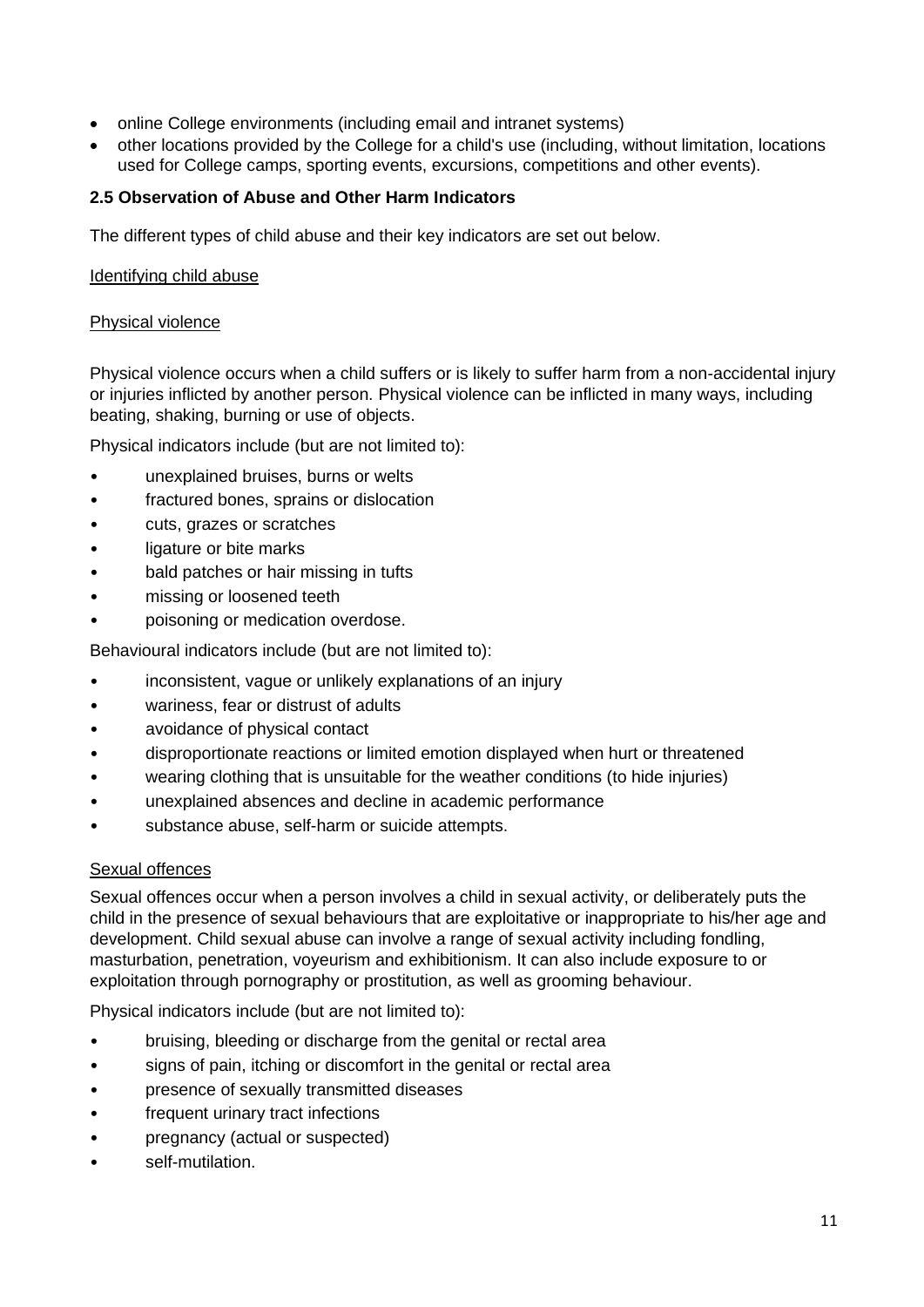- online College environments (including email and intranet systems)
- other locations provided by the College for a child's use (including, without limitation, locations used for College camps, sporting events, excursions, competitions and other events).

**2.5 Observation of Abuse and Other Harm Indicators**

The different types of child abuse and their key indicators are set out below.

Identifying child abuse

Physical violence

Physical violence occurs when a child suffers or is likely to suffer harm from a non-accidental injury or injuries inflicted by another person. Physical violence can be inflicted in many ways, including beating, shaking, burning or use of objects.

Physical indicators include (but are not limited to):

- unexplained bruises, burns or welts
- fractured bones, sprains or dislocation
- cuts, grazes or scratches
- ligature or bite marks
- bald patches or hair missing in tufts
- missing or loosened teeth
- poisoning or medication overdose.

Behavioural indicators include (but are not limited to):

- inconsistent, vague or unlikely explanations of an injury
- wariness, fear or distrust of adults
- avoidance of physical contact
- disproportionate reactions or limited emotion displayed when hurt or threatened
- wearing clothing that is unsuitable for the weather conditions (to hide injuries)
- unexplained absences and decline in academic performance
- substance abuse, self-harm or suicide attempts.

Sexual offences

Sexual offences occur when a person involves a child in sexual activity, or deliberately puts the child in the presence of sexual behaviours that are exploitative or inappropriate to his/her age and development. Child sexual abuse can involve a range of sexual activity including fondling, masturbation, penetration, voyeurism and exhibitionism. It can also include exposure to or exploitation through pornography or prostitution, as well as grooming behaviour.

Physical indicators include (but are not limited to):

- bruising, bleeding or discharge from the genital or rectal area
- signs of pain, itching or discomfort in the genital or rectal area
- presence of sexually transmitted diseases
- frequent urinary tract infections
- pregnancy (actual or suspected)
- self-mutilation.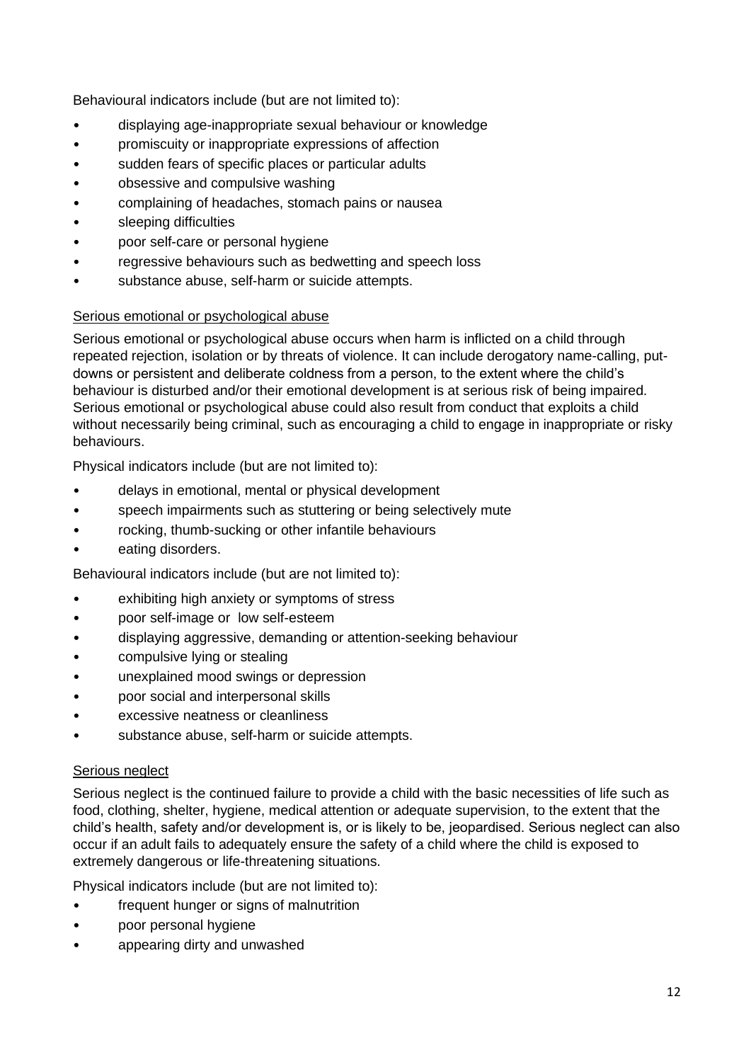Behavioural indicators include (but are not limited to):

- displaying age-inappropriate sexual behaviour or knowledge
- promiscuity or inappropriate expressions of affection
- sudden fears of specific places or particular adults
- obsessive and compulsive washing
- complaining of headaches, stomach pains or nausea
- sleeping difficulties
- poor self-care or personal hygiene
- regressive behaviours such as bedwetting and speech loss
- substance abuse, self-harm or suicide attempts.

Serious emotional or psychological abuse

Serious emotional or psychological abuse occurs when harm is inflicted on a child through repeated rejection, isolation or by threats of violence. It can include derogatory name-calling, put-downs or persistent and deliberate coldness from a person, to the extent where the child's behaviour is disturbed and/or their emotional development is at serious risk of being impaired. Serious emotional or psychological abuse could also result from conduct that exploits a child without necessarily being criminal, such as encouraging a child to engage in inappropriate or risky behaviours.

Physical indicators include (but are not limited to):

- delays in emotional, mental or physical development
- speech impairments such as stuttering or being selectively mute
- rocking, thumb-sucking or other infantile behaviours
- eating disorders.

Behavioural indicators include (but are not limited to):

- exhibiting high anxiety or symptoms of stress
- poor self-image or low self-esteem
- displaying aggressive, demanding or attention-seeking behaviour
- compulsive lying or stealing
- unexplained mood swings or depression
- poor social and interpersonal skills
- excessive neatness or cleanliness
- substance abuse, self-harm or suicide attempts.

Serious neglect

Serious neglect is the continued failure to provide a child with the basic necessities of life such as food, clothing, shelter, hygiene, medical attention or adequate supervision, to the extent that the child's health, safety and/or development is, or is likely to be, jeopardised. Serious neglect can also occur if an adult fails to adequately ensure the safety of a child where the child is exposed to extremely dangerous or life-threatening situations.

Physical indicators include (but are not limited to):

- frequent hunger or signs of malnutrition
- poor personal hygiene
- appearing dirty and unwashed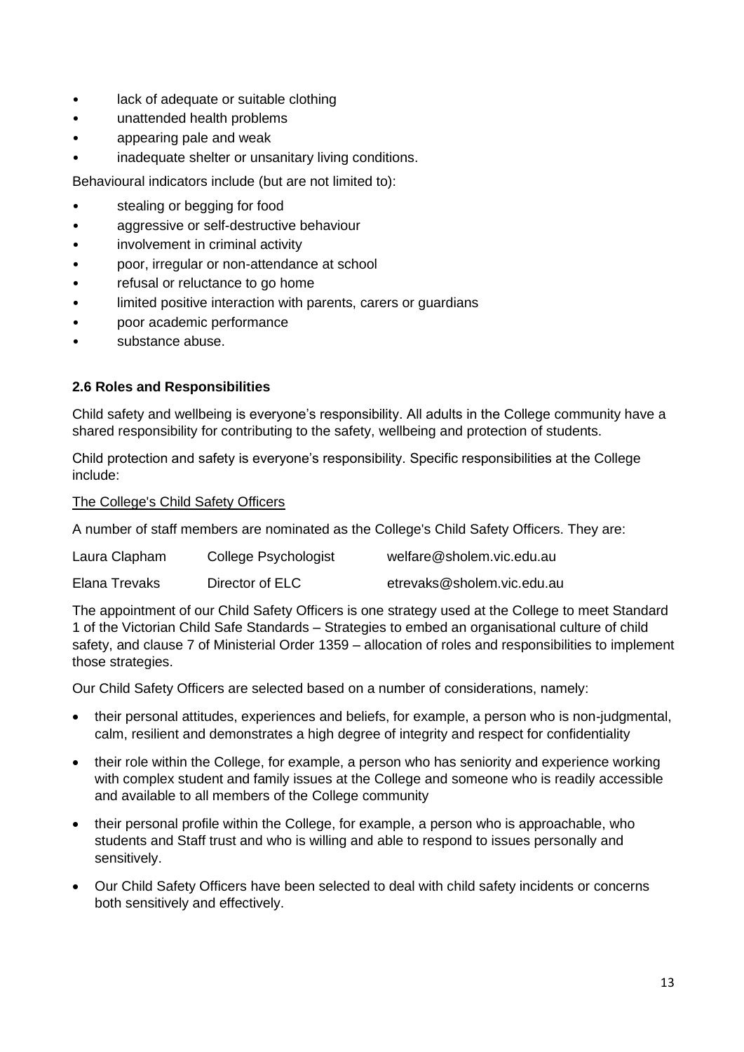- lack of adequate or suitable clothing
- unattended health problems
- appearing pale and weak
- inadequate shelter or unsanitary living conditions.

Behavioural indicators include (but are not limited to):

- stealing or begging for food
- aggressive or self-destructive behaviour
- involvement in criminal activity
- poor, irregular or non-attendance at school
- refusal or reluctance to go home
- limited positive interaction with parents, carers or guardians
- poor academic performance
- substance abuse.

### 2.6 Roles and Responsibilities

Child safety and wellbeing is everyone's responsibility. All adults in the College community have a shared responsibility for contributing to the safety, wellbeing and protection of students.

Child protection and safety is everyone's responsibility. Specific responsibilities at the College include:

The College's Child Safety Officers

A number of staff members are nominated as the College's Child Safety Officers. They are:

| | | |
|---|---|---|
| Laura Clapham | College Psychologist | welfare@sholem.vic.edu.au |
| Elana Trevaks | Director of ELC | etrevaks@sholem.vic.edu.au |

The appointment of our Child Safety Officers is one strategy used at the College to meet Standard 1 of the Victorian Child Safe Standards – Strategies to embed an organisational culture of child safety, and clause 7 of Ministerial Order 1359 – allocation of roles and responsibilities to implement those strategies.

Our Child Safety Officers are selected based on a number of considerations, namely:

- their personal attitudes, experiences and beliefs, for example, a person who is non-judgmental, calm, resilient and demonstrates a high degree of integrity and respect for confidentiality
- their role within the College, for example, a person who has seniority and experience working with complex student and family issues at the College and someone who is readily accessible and available to all members of the College community
- their personal profile within the College, for example, a person who is approachable, who students and Staff trust and who is willing and able to respond to issues personally and sensitively.
- Our Child Safety Officers have been selected to deal with child safety incidents or concerns both sensitively and effectively.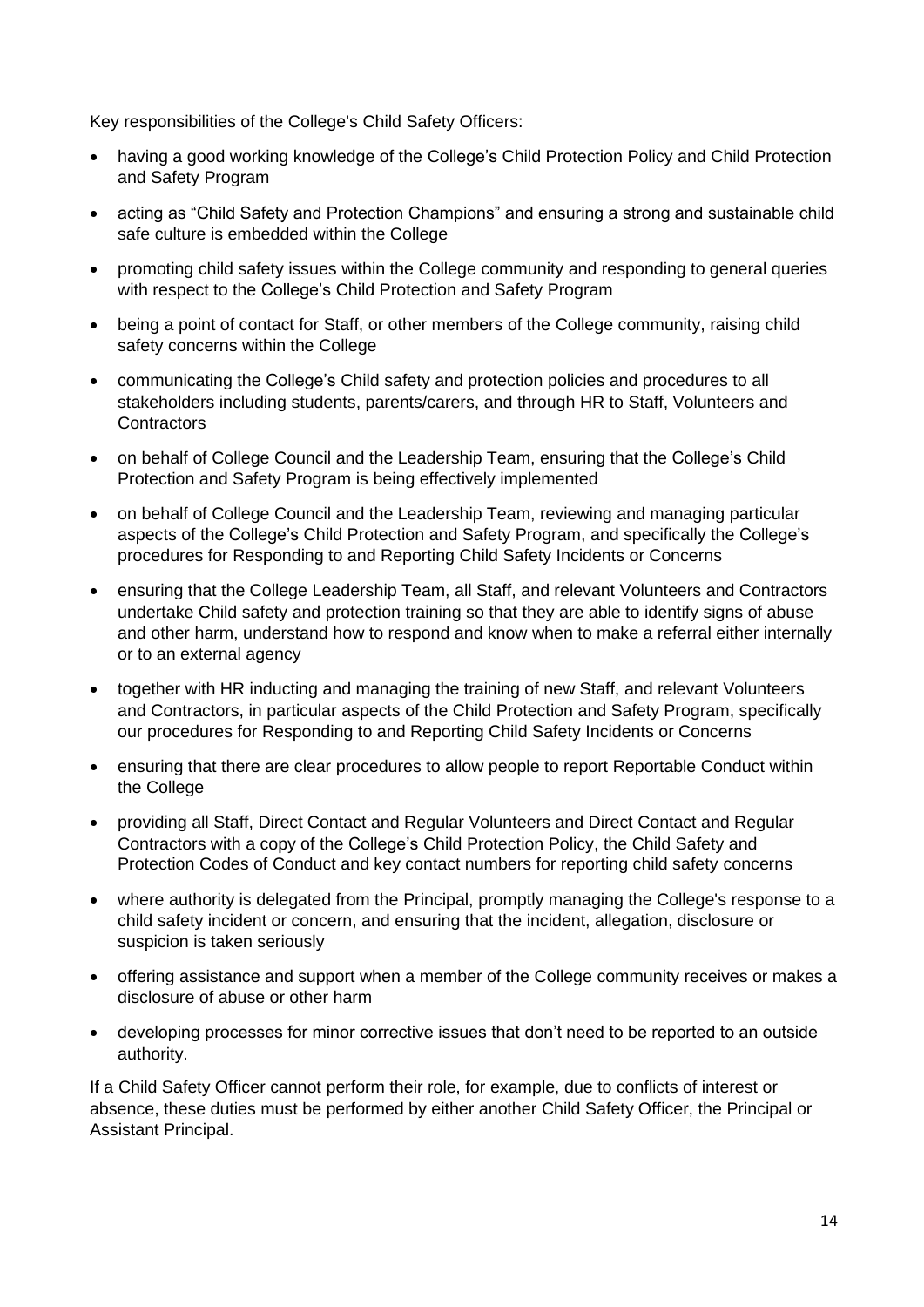Key responsibilities of the College's Child Safety Officers:

- having a good working knowledge of the College's Child Protection Policy and Child Protection and Safety Program
- acting as "Child Safety and Protection Champions" and ensuring a strong and sustainable child safe culture is embedded within the College
- promoting child safety issues within the College community and responding to general queries with respect to the College's Child Protection and Safety Program
- being a point of contact for Staff, or other members of the College community, raising child safety concerns within the College
- communicating the College's Child safety and protection policies and procedures to all stakeholders including students, parents/carers, and through HR to Staff, Volunteers and Contractors
- on behalf of College Council and the Leadership Team, ensuring that the College's Child Protection and Safety Program is being effectively implemented
- on behalf of College Council and the Leadership Team, reviewing and managing particular aspects of the College's Child Protection and Safety Program, and specifically the College's procedures for Responding to and Reporting Child Safety Incidents or Concerns
- ensuring that the College Leadership Team, all Staff, and relevant Volunteers and Contractors undertake Child safety and protection training so that they are able to identify signs of abuse and other harm, understand how to respond and know when to make a referral either internally or to an external agency
- together with HR inducting and managing the training of new Staff, and relevant Volunteers and Contractors, in particular aspects of the Child Protection and Safety Program, specifically our procedures for Responding to and Reporting Child Safety Incidents or Concerns
- ensuring that there are clear procedures to allow people to report Reportable Conduct within the College
- providing all Staff, Direct Contact and Regular Volunteers and Direct Contact and Regular Contractors with a copy of the College's Child Protection Policy, the Child Safety and Protection Codes of Conduct and key contact numbers for reporting child safety concerns
- where authority is delegated from the Principal, promptly managing the College's response to a child safety incident or concern, and ensuring that the incident, allegation, disclosure or suspicion is taken seriously
- offering assistance and support when a member of the College community receives or makes a disclosure of abuse or other harm
- developing processes for minor corrective issues that don't need to be reported to an outside authority.

If a Child Safety Officer cannot perform their role, for example, due to conflicts of interest or absence, these duties must be performed by either another Child Safety Officer, the Principal or Assistant Principal.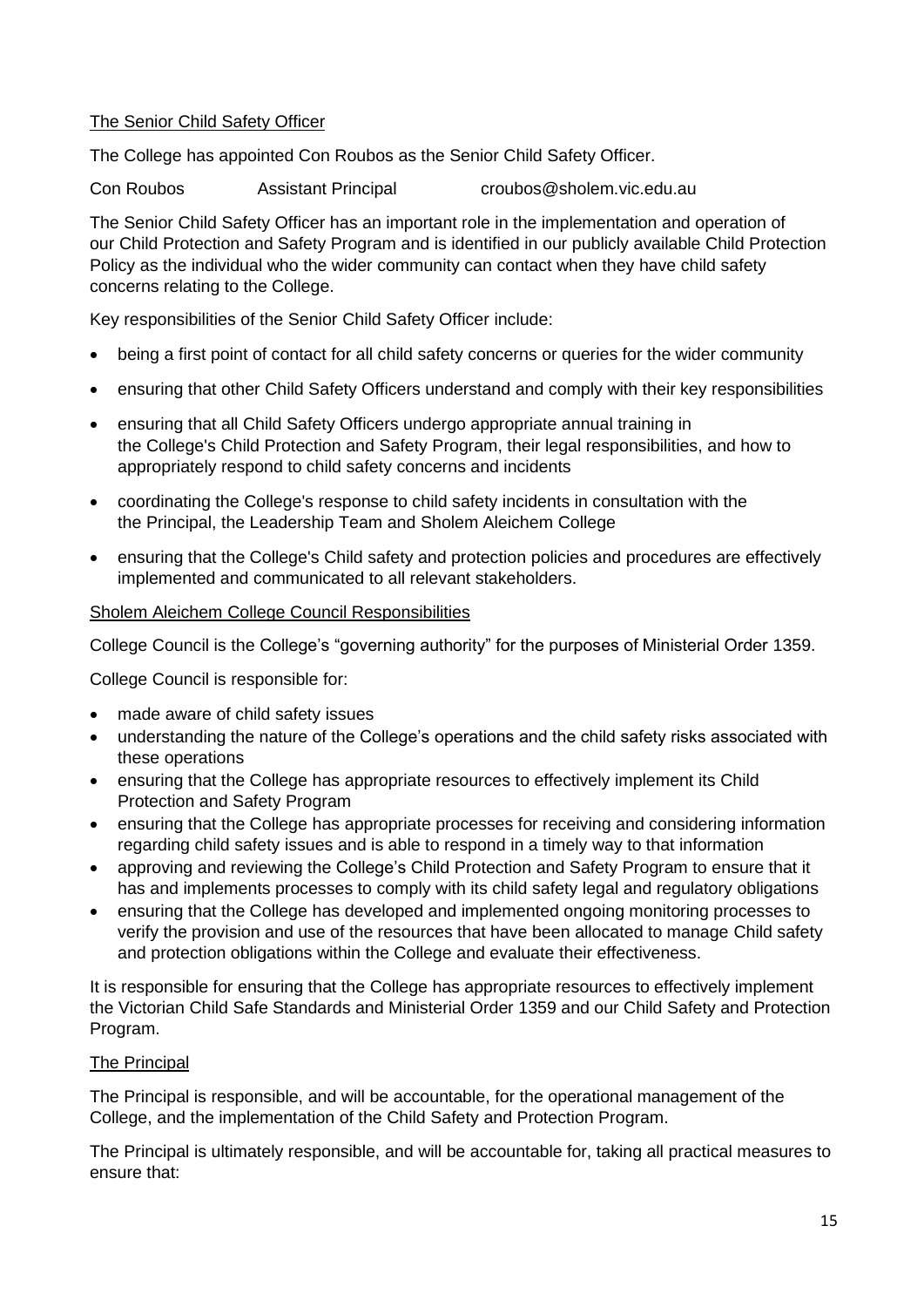The Senior Child Safety Officer

The College has appointed Con Roubos as the Senior Child Safety Officer.

Con Roubos Assistant Principal croubos@sholem.vic.edu.au

The Senior Child Safety Officer has an important role in the implementation and operation of our Child Protection and Safety Program and is identified in our publicly available Child Protection Policy as the individual who the wider community can contact when they have child safety concerns relating to the College.

Key responsibilities of the Senior Child Safety Officer include:

- being a first point of contact for all child safety concerns or queries for the wider community
- ensuring that other Child Safety Officers understand and comply with their key responsibilities
- ensuring that all Child Safety Officers undergo appropriate annual training in the College's Child Protection and Safety Program, their legal responsibilities, and how to appropriately respond to child safety concerns and incidents
- coordinating the College's response to child safety incidents in consultation with the the Principal, the Leadership Team and Sholem Aleichem College
- ensuring that the College's Child safety and protection policies and procedures are effectively implemented and communicated to all relevant stakeholders.

Sholem Aleichem College Council Responsibilities

College Council is the College's "governing authority" for the purposes of Ministerial Order 1359.

College Council is responsible for:

- made aware of child safety issues
- understanding the nature of the College's operations and the child safety risks associated with these operations
- ensuring that the College has appropriate resources to effectively implement its Child Protection and Safety Program
- ensuring that the College has appropriate processes for receiving and considering information regarding child safety issues and is able to respond in a timely way to that information
- approving and reviewing the College's Child Protection and Safety Program to ensure that it has and implements processes to comply with its child safety legal and regulatory obligations
- ensuring that the College has developed and implemented ongoing monitoring processes to verify the provision and use of the resources that have been allocated to manage Child safety and protection obligations within the College and evaluate their effectiveness.

It is responsible for ensuring that the College has appropriate resources to effectively implement the Victorian Child Safe Standards and Ministerial Order 1359 and our Child Safety and Protection Program.

The Principal

The Principal is responsible, and will be accountable, for the operational management of the College, and the implementation of the Child Safety and Protection Program.

The Principal is ultimately responsible, and will be accountable for, taking all practical measures to ensure that: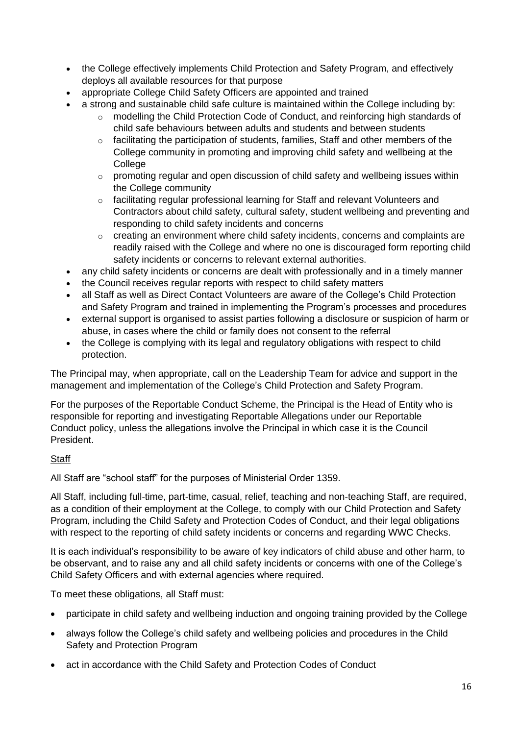- the College effectively implements Child Protection and Safety Program, and effectively deploys all available resources for that purpose
- appropriate College Child Safety Officers are appointed and trained
- a strong and sustainable child safe culture is maintained within the College including by:
    - modelling the Child Protection Code of Conduct, and reinforcing high standards of child safe behaviours between adults and students and between students
    - facilitating the participation of students, families, Staff and other members of the College community in promoting and improving child safety and wellbeing at the College
    - promoting regular and open discussion of child safety and wellbeing issues within the College community
    - facilitating regular professional learning for Staff and relevant Volunteers and Contractors about child safety, cultural safety, student wellbeing and preventing and responding to child safety incidents and concerns
    - creating an environment where child safety incidents, concerns and complaints are readily raised with the College and where no one is discouraged form reporting child safety incidents or concerns to relevant external authorities.
- any child safety incidents or concerns are dealt with professionally and in a timely manner
- the Council receives regular reports with respect to child safety matters
- all Staff as well as Direct Contact Volunteers are aware of the College's Child Protection and Safety Program and trained in implementing the Program's processes and procedures
- external support is organised to assist parties following a disclosure or suspicion of harm or abuse, in cases where the child or family does not consent to the referral
- the College is complying with its legal and regulatory obligations with respect to child protection.

The Principal may, when appropriate, call on the Leadership Team for advice and support in the management and implementation of the College's Child Protection and Safety Program.

For the purposes of the Reportable Conduct Scheme, the Principal is the Head of Entity who is responsible for reporting and investigating Reportable Allegations under our Reportable Conduct policy, unless the allegations involve the Principal in which case it is the Council President.

Staff

All Staff are "school staff" for the purposes of Ministerial Order 1359.

All Staff, including full-time, part-time, casual, relief, teaching and non-teaching Staff, are required, as a condition of their employment at the College, to comply with our Child Protection and Safety Program, including the Child Safety and Protection Codes of Conduct, and their legal obligations with respect to the reporting of child safety incidents or concerns and regarding WWC Checks.

It is each individual's responsibility to be aware of key indicators of child abuse and other harm, to be observant, and to raise any and all child safety incidents or concerns with one of the College's Child Safety Officers and with external agencies where required.

To meet these obligations, all Staff must:

- participate in child safety and wellbeing induction and ongoing training provided by the College
- always follow the College's child safety and wellbeing policies and procedures in the Child Safety and Protection Program
- act in accordance with the Child Safety and Protection Codes of Conduct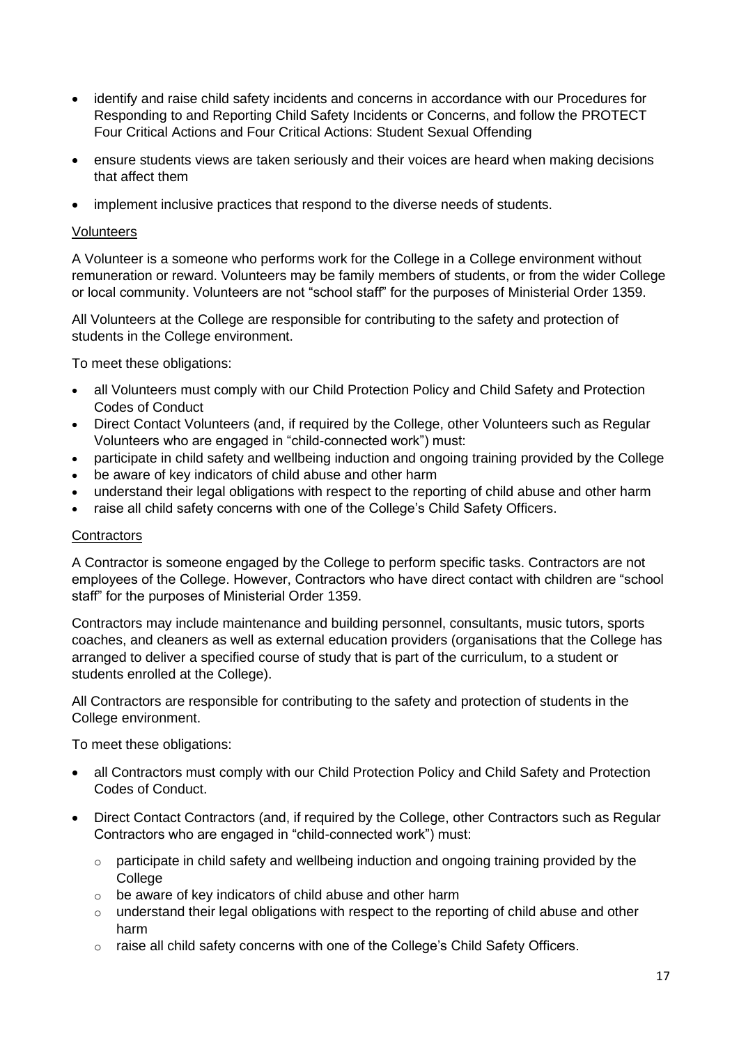- identify and raise child safety incidents and concerns in accordance with our Procedures for Responding to and Reporting Child Safety Incidents or Concerns, and follow the PROTECT Four Critical Actions and Four Critical Actions: Student Sexual Offending
- ensure students views are taken seriously and their voices are heard when making decisions that affect them
- implement inclusive practices that respond to the diverse needs of students.

<u>Volunteers</u>

A Volunteer is a someone who performs work for the College in a College environment without remuneration or reward. Volunteers may be family members of students, or from the wider College or local community. Volunteers are not "school staff" for the purposes of Ministerial Order 1359.

All Volunteers at the College are responsible for contributing to the safety and protection of students in the College environment.

To meet these obligations:

- all Volunteers must comply with our Child Protection Policy and Child Safety and Protection Codes of Conduct
- Direct Contact Volunteers (and, if required by the College, other Volunteers such as Regular Volunteers who are engaged in "child-connected work") must:
- participate in child safety and wellbeing induction and ongoing training provided by the College
- be aware of key indicators of child abuse and other harm
- understand their legal obligations with respect to the reporting of child abuse and other harm
- raise all child safety concerns with one of the College's Child Safety Officers.

<u>Contractors</u>

A Contractor is someone engaged by the College to perform specific tasks. Contractors are not employees of the College. However, Contractors who have direct contact with children are "school staff" for the purposes of Ministerial Order 1359.

Contractors may include maintenance and building personnel, consultants, music tutors, sports coaches, and cleaners as well as external education providers (organisations that the College has arranged to deliver a specified course of study that is part of the curriculum, to a student or students enrolled at the College).

All Contractors are responsible for contributing to the safety and protection of students in the College environment.

To meet these obligations:

- all Contractors must comply with our Child Protection Policy and Child Safety and Protection Codes of Conduct.
- Direct Contact Contractors (and, if required by the College, other Contractors such as Regular Contractors who are engaged in "child-connected work") must:
  - participate in child safety and wellbeing induction and ongoing training provided by the College
  - be aware of key indicators of child abuse and other harm
  - understand their legal obligations with respect to the reporting of child abuse and other harm
  - raise all child safety concerns with one of the College's Child Safety Officers.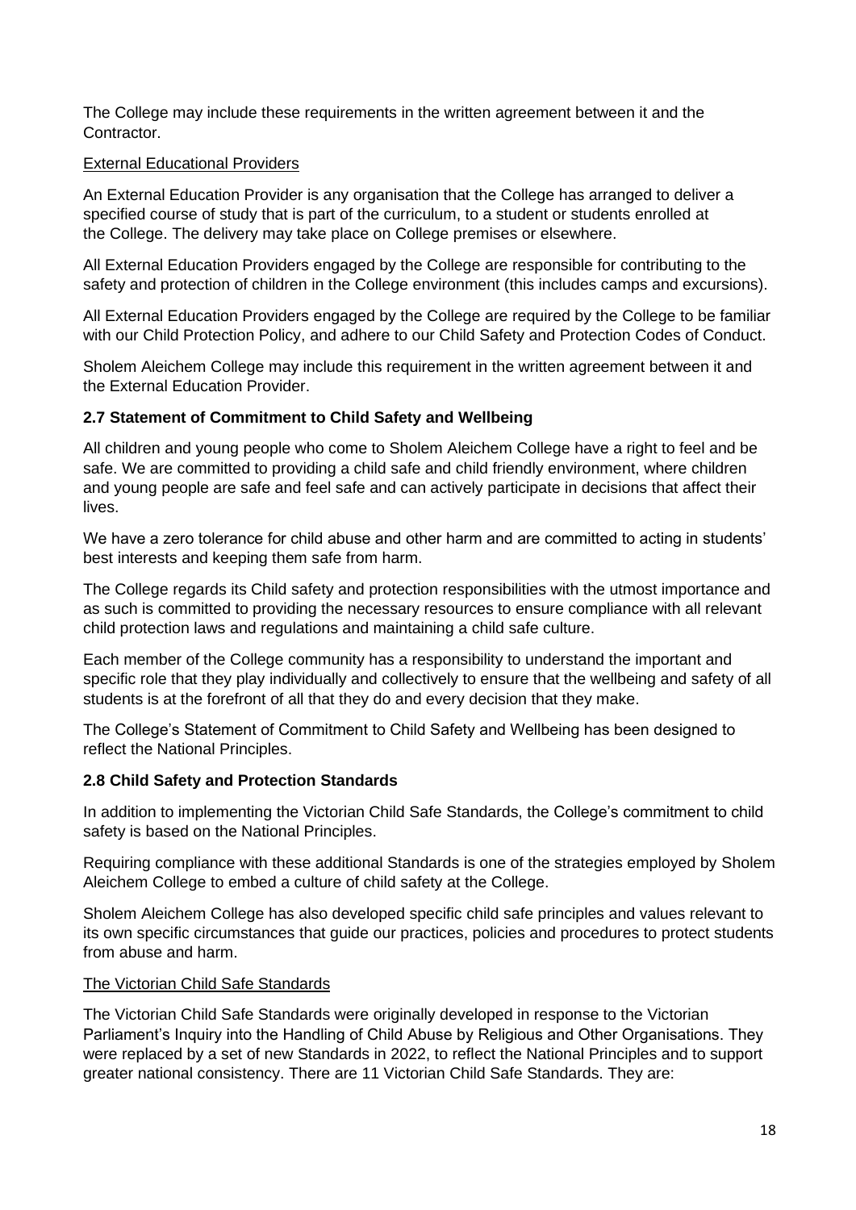The College may include these requirements in the written agreement between it and the Contractor.

External Educational Providers

An External Education Provider is any organisation that the College has arranged to deliver a specified course of study that is part of the curriculum, to a student or students enrolled at the College. The delivery may take place on College premises or elsewhere.

All External Education Providers engaged by the College are responsible for contributing to the safety and protection of children in the College environment (this includes camps and excursions).

All External Education Providers engaged by the College are required by the College to be familiar with our Child Protection Policy, and adhere to our Child Safety and Protection Codes of Conduct.

Sholem Aleichem College may include this requirement in the written agreement between it and the External Education Provider.

### 2.7 Statement of Commitment to Child Safety and Wellbeing

All children and young people who come to Sholem Aleichem College have a right to feel and be safe. We are committed to providing a child safe and child friendly environment, where children and young people are safe and feel safe and can actively participate in decisions that affect their lives.

We have a zero tolerance for child abuse and other harm and are committed to acting in students' best interests and keeping them safe from harm.

The College regards its Child safety and protection responsibilities with the utmost importance and as such is committed to providing the necessary resources to ensure compliance with all relevant child protection laws and regulations and maintaining a child safe culture.

Each member of the College community has a responsibility to understand the important and specific role that they play individually and collectively to ensure that the wellbeing and safety of all students is at the forefront of all that they do and every decision that they make.

The College's Statement of Commitment to Child Safety and Wellbeing has been designed to reflect the National Principles.

### 2.8 Child Safety and Protection Standards

In addition to implementing the Victorian Child Safe Standards, the College's commitment to child safety is based on the National Principles.

Requiring compliance with these additional Standards is one of the strategies employed by Sholem Aleichem College to embed a culture of child safety at the College.

Sholem Aleichem College has also developed specific child safe principles and values relevant to its own specific circumstances that guide our practices, policies and procedures to protect students from abuse and harm.

The Victorian Child Safe Standards

The Victorian Child Safe Standards were originally developed in response to the Victorian Parliament's Inquiry into the Handling of Child Abuse by Religious and Other Organisations. They were replaced by a set of new Standards in 2022, to reflect the National Principles and to support greater national consistency. There are 11 Victorian Child Safe Standards. They are: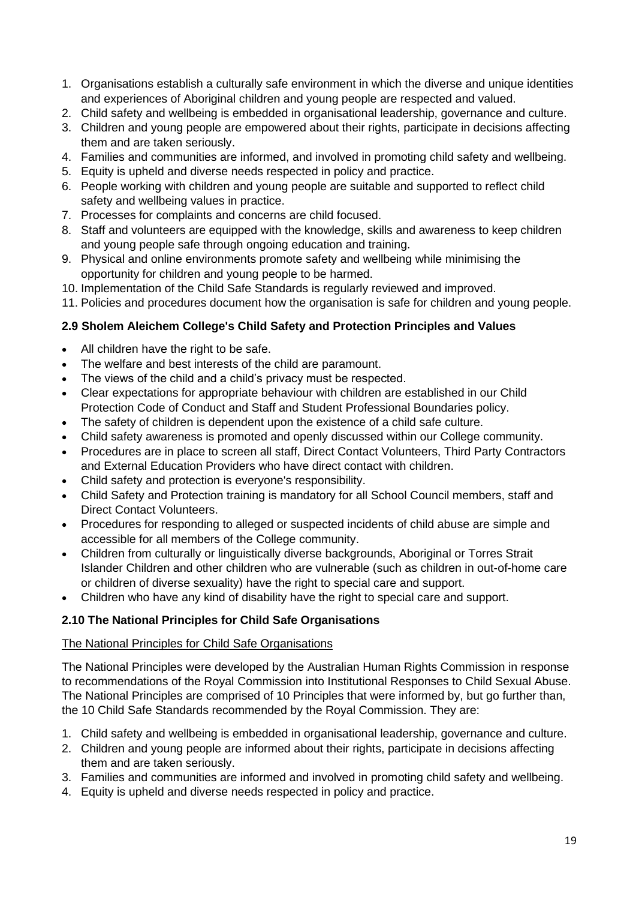1. Organisations establish a culturally safe environment in which the diverse and unique identities and experiences of Aboriginal children and young people are respected and valued.
2. Child safety and wellbeing is embedded in organisational leadership, governance and culture.
3. Children and young people are empowered about their rights, participate in decisions affecting them and are taken seriously.
4. Families and communities are informed, and involved in promoting child safety and wellbeing.
5. Equity is upheld and diverse needs respected in policy and practice.
6. People working with children and young people are suitable and supported to reflect child safety and wellbeing values in practice.
7. Processes for complaints and concerns are child focused.
8. Staff and volunteers are equipped with the knowledge, skills and awareness to keep children and young people safe through ongoing education and training.
9. Physical and online environments promote safety and wellbeing while minimising the opportunity for children and young people to be harmed.
10. Implementation of the Child Safe Standards is regularly reviewed and improved.
11. Policies and procedures document how the organisation is safe for children and young people.

### 2.9 Sholem Aleichem College's Child Safety and Protection Principles and Values

- All children have the right to be safe.
- The welfare and best interests of the child are paramount.
- The views of the child and a child's privacy must be respected.
- Clear expectations for appropriate behaviour with children are established in our Child Protection Code of Conduct and Staff and Student Professional Boundaries policy.
- The safety of children is dependent upon the existence of a child safe culture.
- Child safety awareness is promoted and openly discussed within our College community.
- Procedures are in place to screen all staff, Direct Contact Volunteers, Third Party Contractors and External Education Providers who have direct contact with children.
- Child safety and protection is everyone's responsibility.
- Child Safety and Protection training is mandatory for all School Council members, staff and Direct Contact Volunteers.
- Procedures for responding to alleged or suspected incidents of child abuse are simple and accessible for all members of the College community.
- Children from culturally or linguistically diverse backgrounds, Aboriginal or Torres Strait Islander Children and other children who are vulnerable (such as children in out-of-home care or children of diverse sexuality) have the right to special care and support.
- Children who have any kind of disability have the right to special care and support.

### 2.10 The National Principles for Child Safe Organisations

The National Principles for Child Safe Organisations

The National Principles were developed by the Australian Human Rights Commission in response to recommendations of the Royal Commission into Institutional Responses to Child Sexual Abuse. The National Principles are comprised of 10 Principles that were informed by, but go further than, the 10 Child Safe Standards recommended by the Royal Commission. They are:

1. Child safety and wellbeing is embedded in organisational leadership, governance and culture.
2. Children and young people are informed about their rights, participate in decisions affecting them and are taken seriously.
3. Families and communities are informed and involved in promoting child safety and wellbeing.
4. Equity is upheld and diverse needs respected in policy and practice.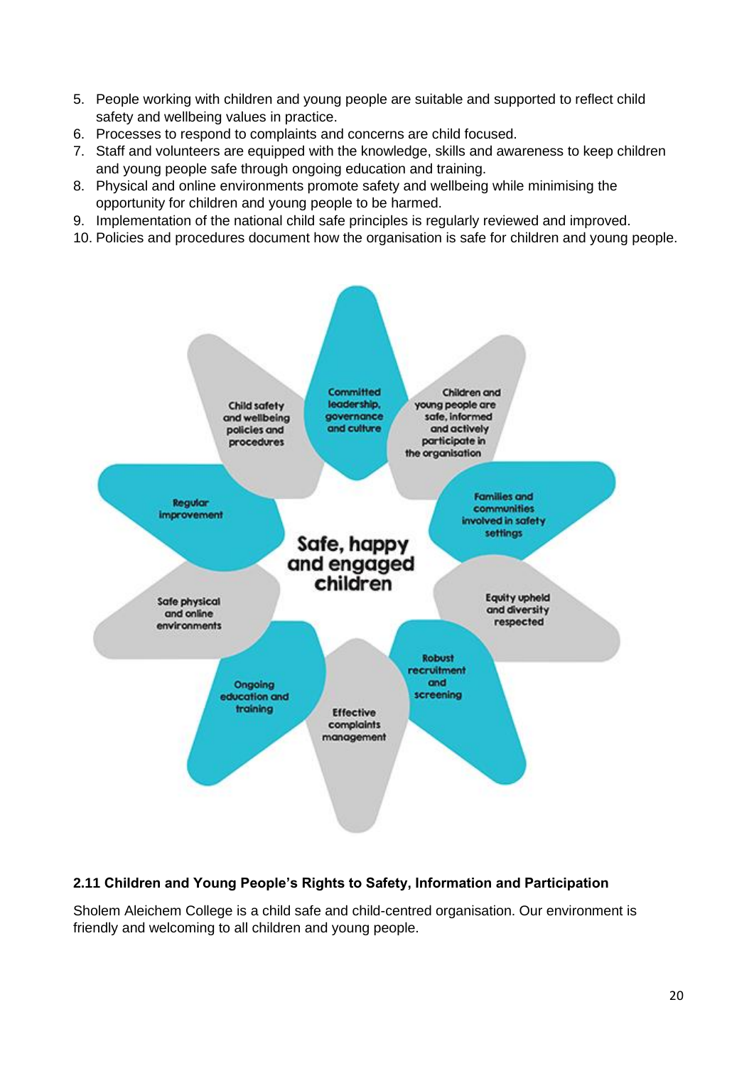5. People working with children and young people are suitable and supported to reflect child safety and wellbeing values in practice.
6. Processes to respond to complaints and concerns are child focused.
7. Staff and volunteers are equipped with the knowledge, skills and awareness to keep children and young people safe through ongoing education and training.
8. Physical and online environments promote safety and wellbeing while minimising the opportunity for children and young people to be harmed.
9. Implementation of the national child safe principles is regularly reviewed and improved.
10. Policies and procedures document how the organisation is safe for children and young people.

**Safe, happy and engaged children**

- Committed leadership, governance and culture
- Children and young people are safe, informed and actively participate in the organisation
- Families and communities involved in safety settings
- Equity upheld and diversity respected
- Robust recruitment and screening
- Effective complaints management
- Ongoing education and training
- Safe physical and online environments
- Regular improvement
- Child safety and wellbeing policies and procedures

### 2.11 Children and Young People's Rights to Safety, Information and Participation

Sholem Aleichem College is a child safe and child-centred organisation. Our environment is friendly and welcoming to all children and young people.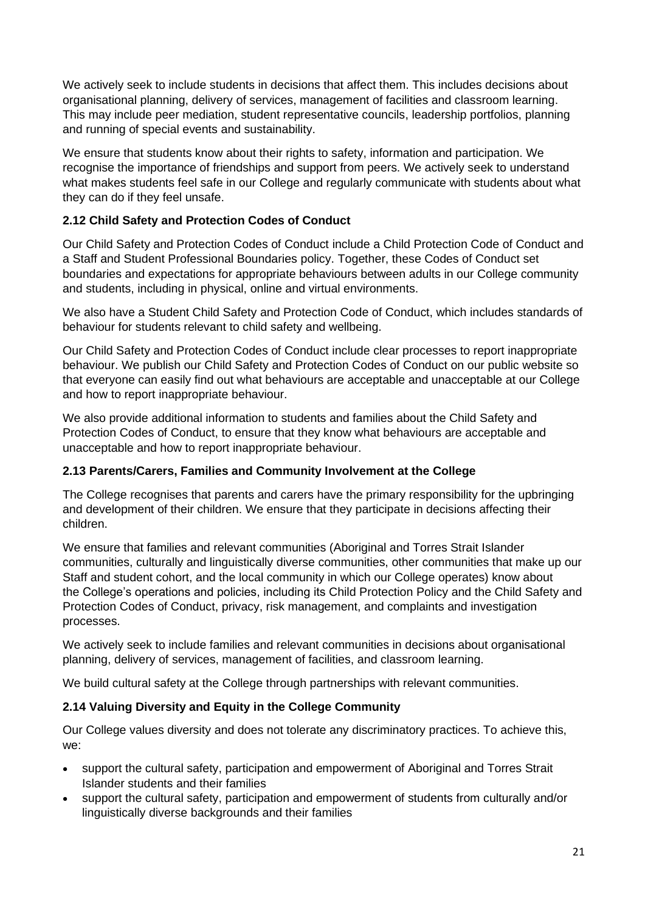We actively seek to include students in decisions that affect them. This includes decisions about organisational planning, delivery of services, management of facilities and classroom learning. This may include peer mediation, student representative councils, leadership portfolios, planning and running of special events and sustainability.

We ensure that students know about their rights to safety, information and participation. We recognise the importance of friendships and support from peers. We actively seek to understand what makes students feel safe in our College and regularly communicate with students about what they can do if they feel unsafe.

### 2.12 Child Safety and Protection Codes of Conduct

Our Child Safety and Protection Codes of Conduct include a Child Protection Code of Conduct and a Staff and Student Professional Boundaries policy. Together, these Codes of Conduct set boundaries and expectations for appropriate behaviours between adults in our College community and students, including in physical, online and virtual environments.

We also have a Student Child Safety and Protection Code of Conduct, which includes standards of behaviour for students relevant to child safety and wellbeing.

Our Child Safety and Protection Codes of Conduct include clear processes to report inappropriate behaviour. We publish our Child Safety and Protection Codes of Conduct on our public website so that everyone can easily find out what behaviours are acceptable and unacceptable at our College and how to report inappropriate behaviour.

We also provide additional information to students and families about the Child Safety and Protection Codes of Conduct, to ensure that they know what behaviours are acceptable and unacceptable and how to report inappropriate behaviour.

### 2.13 Parents/Carers, Families and Community Involvement at the College

The College recognises that parents and carers have the primary responsibility for the upbringing and development of their children. We ensure that they participate in decisions affecting their children.

We ensure that families and relevant communities (Aboriginal and Torres Strait Islander communities, culturally and linguistically diverse communities, other communities that make up our Staff and student cohort, and the local community in which our College operates) know about the College's operations and policies, including its Child Protection Policy and the Child Safety and Protection Codes of Conduct, privacy, risk management, and complaints and investigation processes.

We actively seek to include families and relevant communities in decisions about organisational planning, delivery of services, management of facilities, and classroom learning.

We build cultural safety at the College through partnerships with relevant communities.

### 2.14 Valuing Diversity and Equity in the College Community

Our College values diversity and does not tolerate any discriminatory practices. To achieve this, we:

- support the cultural safety, participation and empowerment of Aboriginal and Torres Strait Islander students and their families
- support the cultural safety, participation and empowerment of students from culturally and/or linguistically diverse backgrounds and their families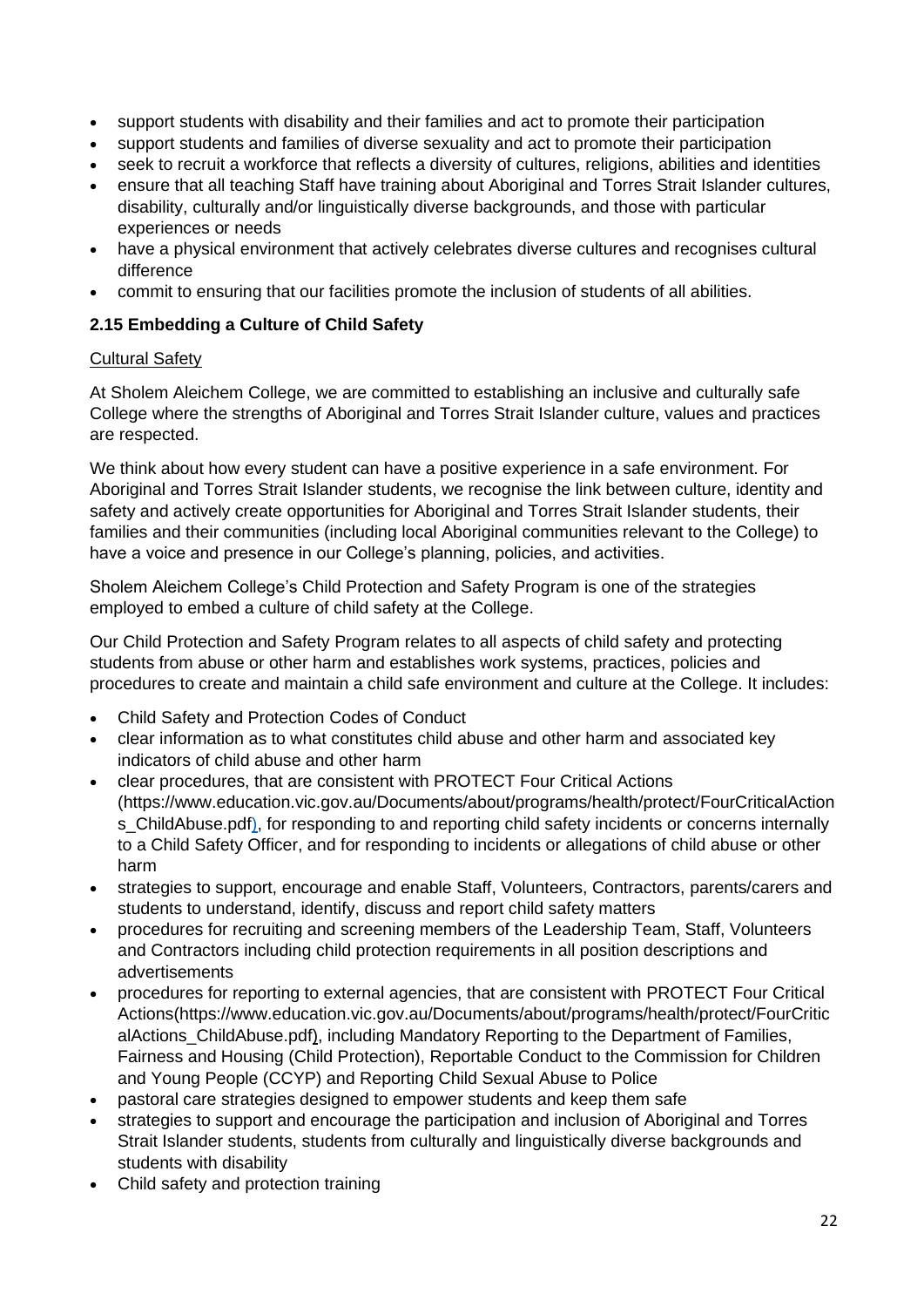- support students with disability and their families and act to promote their participation
- support students and families of diverse sexuality and act to promote their participation
- seek to recruit a workforce that reflects a diversity of cultures, religions, abilities and identities
- ensure that all teaching Staff have training about Aboriginal and Torres Strait Islander cultures, disability, culturally and/or linguistically diverse backgrounds, and those with particular experiences or needs
- have a physical environment that actively celebrates diverse cultures and recognises cultural difference
- commit to ensuring that our facilities promote the inclusion of students of all abilities.

### 2.15 Embedding a Culture of Child Safety

Cultural Safety

At Sholem Aleichem College, we are committed to establishing an inclusive and culturally safe College where the strengths of Aboriginal and Torres Strait Islander culture, values and practices are respected.

We think about how every student can have a positive experience in a safe environment. For Aboriginal and Torres Strait Islander students, we recognise the link between culture, identity and safety and actively create opportunities for Aboriginal and Torres Strait Islander students, their families and their communities (including local Aboriginal communities relevant to the College) to have a voice and presence in our College's planning, policies, and activities.

Sholem Aleichem College's Child Protection and Safety Program is one of the strategies employed to embed a culture of child safety at the College.

Our Child Protection and Safety Program relates to all aspects of child safety and protecting students from abuse or other harm and establishes work systems, practices, policies and procedures to create and maintain a child safe environment and culture at the College. It includes:

- Child Safety and Protection Codes of Conduct
- clear information as to what constitutes child abuse and other harm and associated key indicators of child abuse and other harm
- clear procedures, that are consistent with PROTECT Four Critical Actions (https://www.education.vic.gov.au/Documents/about/programs/health/protect/FourCriticalActions_ChildAbuse.pdf), for responding to and reporting child safety incidents or concerns internally to a Child Safety Officer, and for responding to incidents or allegations of child abuse or other harm
- strategies to support, encourage and enable Staff, Volunteers, Contractors, parents/carers and students to understand, identify, discuss and report child safety matters
- procedures for recruiting and screening members of the Leadership Team, Staff, Volunteers and Contractors including child protection requirements in all position descriptions and advertisements
- procedures for reporting to external agencies, that are consistent with PROTECT Four Critical Actions(https://www.education.vic.gov.au/Documents/about/programs/health/protect/FourCriticalActions_ChildAbuse.pdf), including Mandatory Reporting to the Department of Families, Fairness and Housing (Child Protection), Reportable Conduct to the Commission for Children and Young People (CCYP) and Reporting Child Sexual Abuse to Police
- pastoral care strategies designed to empower students and keep them safe
- strategies to support and encourage the participation and inclusion of Aboriginal and Torres Strait Islander students, students from culturally and linguistically diverse backgrounds and students with disability
- Child safety and protection training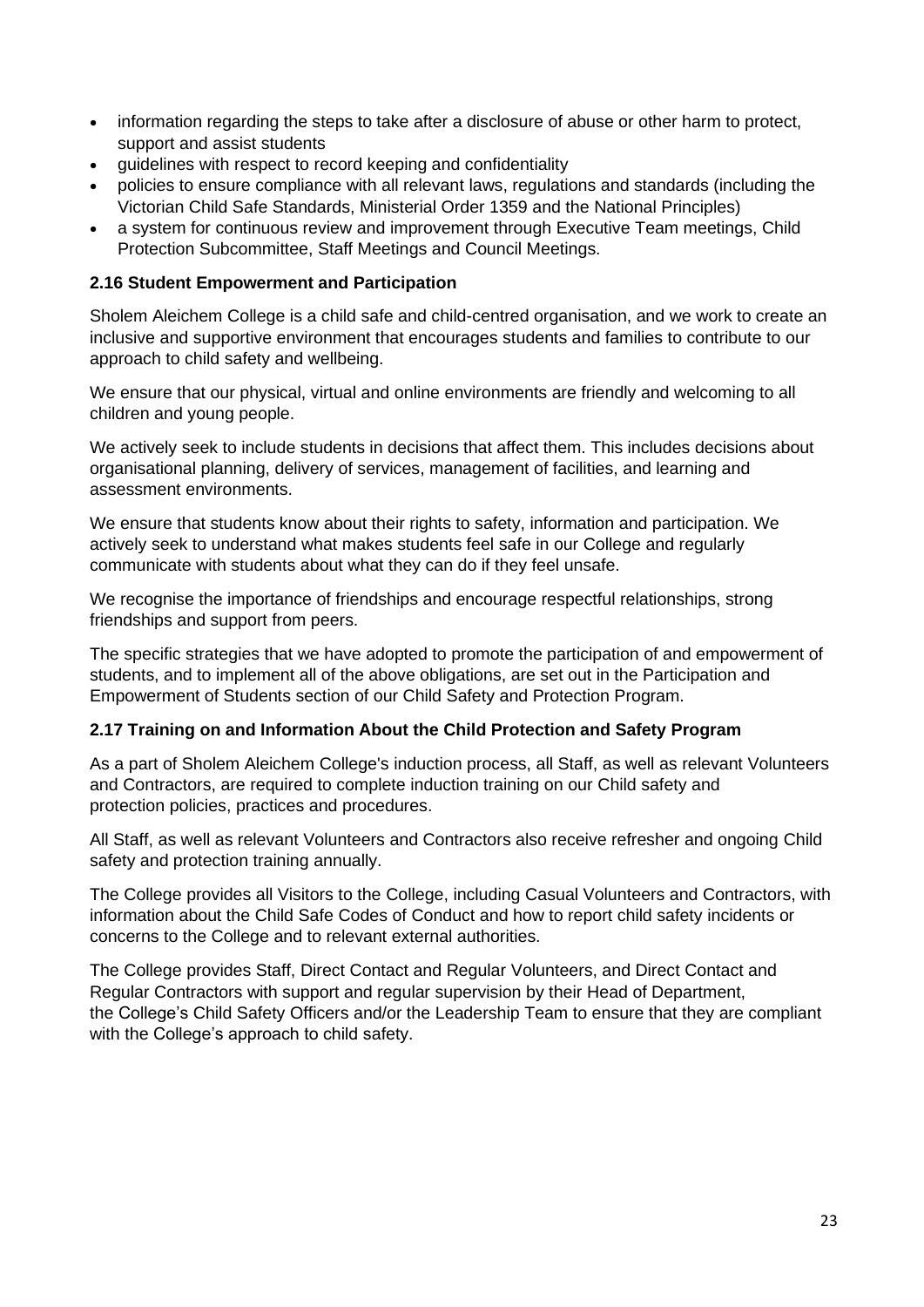- information regarding the steps to take after a disclosure of abuse or other harm to protect, support and assist students
- guidelines with respect to record keeping and confidentiality
- policies to ensure compliance with all relevant laws, regulations and standards (including the Victorian Child Safe Standards, Ministerial Order 1359 and the National Principles)
- a system for continuous review and improvement through Executive Team meetings, Child Protection Subcommittee, Staff Meetings and Council Meetings.

### 2.16 Student Empowerment and Participation

Sholem Aleichem College is a child safe and child-centred organisation, and we work to create an inclusive and supportive environment that encourages students and families to contribute to our approach to child safety and wellbeing.

We ensure that our physical, virtual and online environments are friendly and welcoming to all children and young people.

We actively seek to include students in decisions that affect them. This includes decisions about organisational planning, delivery of services, management of facilities, and learning and assessment environments.

We ensure that students know about their rights to safety, information and participation. We actively seek to understand what makes students feel safe in our College and regularly communicate with students about what they can do if they feel unsafe.

We recognise the importance of friendships and encourage respectful relationships, strong friendships and support from peers.

The specific strategies that we have adopted to promote the participation of and empowerment of students, and to implement all of the above obligations, are set out in the Participation and Empowerment of Students section of our Child Safety and Protection Program.

### 2.17 Training on and Information About the Child Protection and Safety Program

As a part of Sholem Aleichem College's induction process, all Staff, as well as relevant Volunteers and Contractors, are required to complete induction training on our Child safety and protection policies, practices and procedures.

All Staff, as well as relevant Volunteers and Contractors also receive refresher and ongoing Child safety and protection training annually.

The College provides all Visitors to the College, including Casual Volunteers and Contractors, with information about the Child Safe Codes of Conduct and how to report child safety incidents or concerns to the College and to relevant external authorities.

The College provides Staff, Direct Contact and Regular Volunteers, and Direct Contact and Regular Contractors with support and regular supervision by their Head of Department, the College's Child Safety Officers and/or the Leadership Team to ensure that they are compliant with the College's approach to child safety.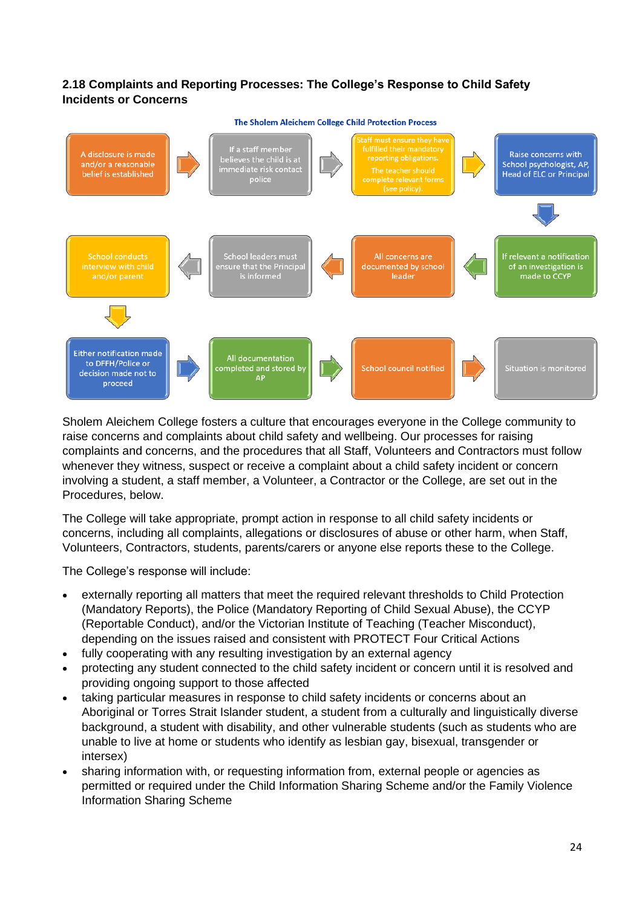**2.18 Complaints and Reporting Processes: The College's Response to Child Safety Incidents or Concerns**

**The Sholem Aleichem College Child Protection Process**

1. A disclosure is made and/or a reasonable belief is established
2. If a staff member believes the child is at immediate risk contact police
3. Staff must ensure they have fulfilled their mandatory reporting obligations. The teacher should complete relevant forms (see policy).
4. Raise concerns with School psychologist, AP, Head of ELC or Principal
5. If relevant a notification of an investigation is made to CCYP
6. All concerns are documented by school leader
7. School leaders must ensure that the Principal is informed
8. School conducts interview with child and/or parent
9. Either notification made to DFFH/Police or decision made not to proceed
10. All documentation completed and stored by AP
11. School council notified
12. Situation is monitored

Sholem Aleichem College fosters a culture that encourages everyone in the College community to raise concerns and complaints about child safety and wellbeing. Our processes for raising complaints and concerns, and the procedures that all Staff, Volunteers and Contractors must follow whenever they witness, suspect or receive a complaint about a child safety incident or concern involving a student, a staff member, a Volunteer, a Contractor or the College, are set out in the Procedures, below.

The College will take appropriate, prompt action in response to all child safety incidents or concerns, including all complaints, allegations or disclosures of abuse or other harm, when Staff, Volunteers, Contractors, students, parents/carers or anyone else reports these to the College.

The College's response will include:

- externally reporting all matters that meet the required relevant thresholds to Child Protection (Mandatory Reports), the Police (Mandatory Reporting of Child Sexual Abuse), the CCYP (Reportable Conduct), and/or the Victorian Institute of Teaching (Teacher Misconduct), depending on the issues raised and consistent with PROTECT Four Critical Actions
- fully cooperating with any resulting investigation by an external agency
- protecting any student connected to the child safety incident or concern until it is resolved and providing ongoing support to those affected
- taking particular measures in response to child safety incidents or concerns about an Aboriginal or Torres Strait Islander student, a student from a culturally and linguistically diverse background, a student with disability, and other vulnerable students (such as students who are unable to live at home or students who identify as lesbian gay, bisexual, transgender or intersex)
- sharing information with, or requesting information from, external people or agencies as permitted or required under the Child Information Sharing Scheme and/or the Family Violence Information Sharing Scheme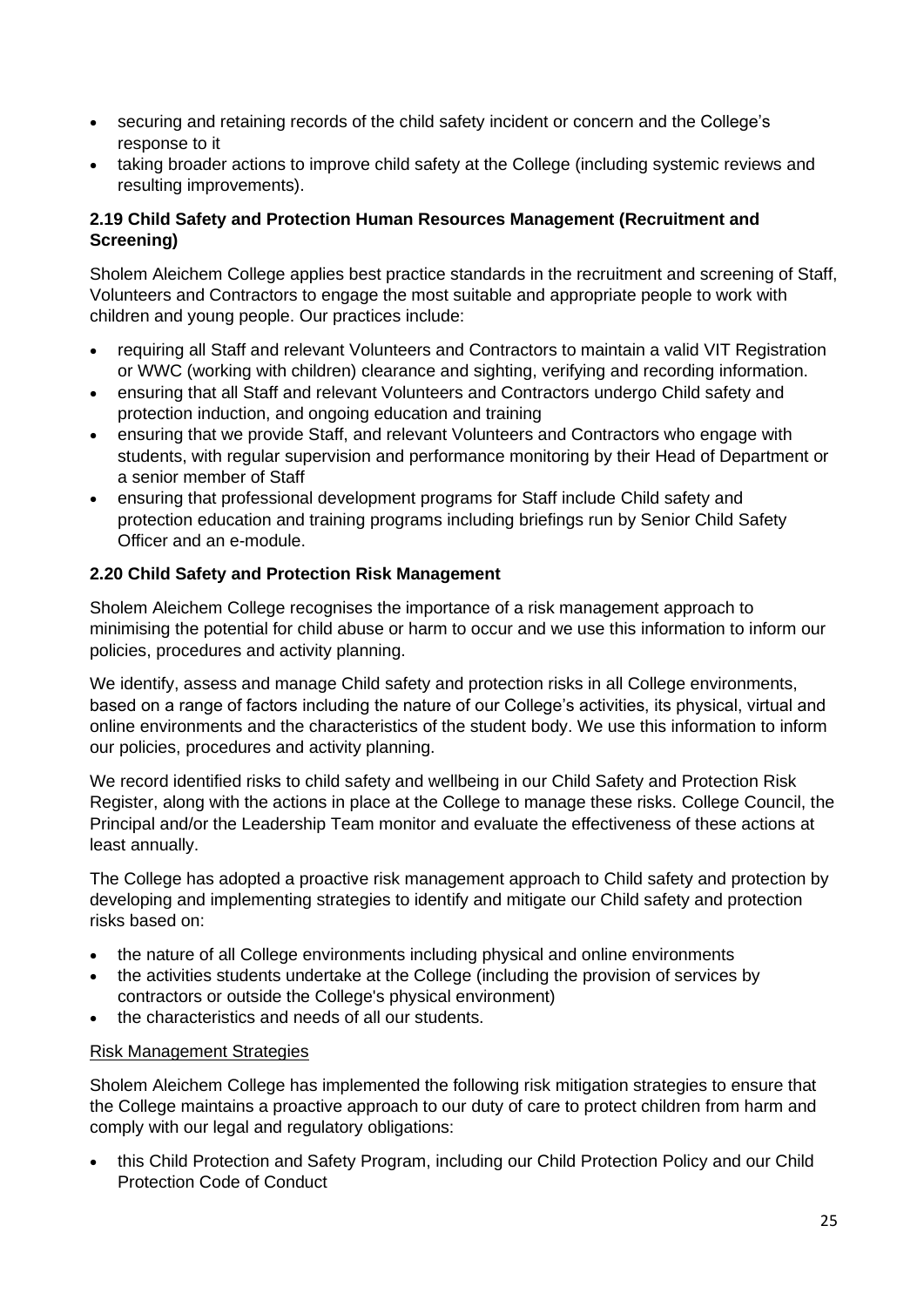- securing and retaining records of the child safety incident or concern and the College's response to it
- taking broader actions to improve child safety at the College (including systemic reviews and resulting improvements).

### 2.19 Child Safety and Protection Human Resources Management (Recruitment and Screening)

Sholem Aleichem College applies best practice standards in the recruitment and screening of Staff, Volunteers and Contractors to engage the most suitable and appropriate people to work with children and young people. Our practices include:

- requiring all Staff and relevant Volunteers and Contractors to maintain a valid VIT Registration or WWC (working with children) clearance and sighting, verifying and recording information.
- ensuring that all Staff and relevant Volunteers and Contractors undergo Child safety and protection induction, and ongoing education and training
- ensuring that we provide Staff, and relevant Volunteers and Contractors who engage with students, with regular supervision and performance monitoring by their Head of Department or a senior member of Staff
- ensuring that professional development programs for Staff include Child safety and protection education and training programs including briefings run by Senior Child Safety Officer and an e-module.

### 2.20 Child Safety and Protection Risk Management

Sholem Aleichem College recognises the importance of a risk management approach to minimising the potential for child abuse or harm to occur and we use this information to inform our policies, procedures and activity planning.

We identify, assess and manage Child safety and protection risks in all College environments, based on a range of factors including the nature of our College's activities, its physical, virtual and online environments and the characteristics of the student body. We use this information to inform our policies, procedures and activity planning.

We record identified risks to child safety and wellbeing in our Child Safety and Protection Risk Register, along with the actions in place at the College to manage these risks. College Council, the Principal and/or the Leadership Team monitor and evaluate the effectiveness of these actions at least annually.

The College has adopted a proactive risk management approach to Child safety and protection by developing and implementing strategies to identify and mitigate our Child safety and protection risks based on:

- the nature of all College environments including physical and online environments
- the activities students undertake at the College (including the provision of services by contractors or outside the College's physical environment)
- the characteristics and needs of all our students.

Risk Management Strategies

Sholem Aleichem College has implemented the following risk mitigation strategies to ensure that the College maintains a proactive approach to our duty of care to protect children from harm and comply with our legal and regulatory obligations:

- this Child Protection and Safety Program, including our Child Protection Policy and our Child Protection Code of Conduct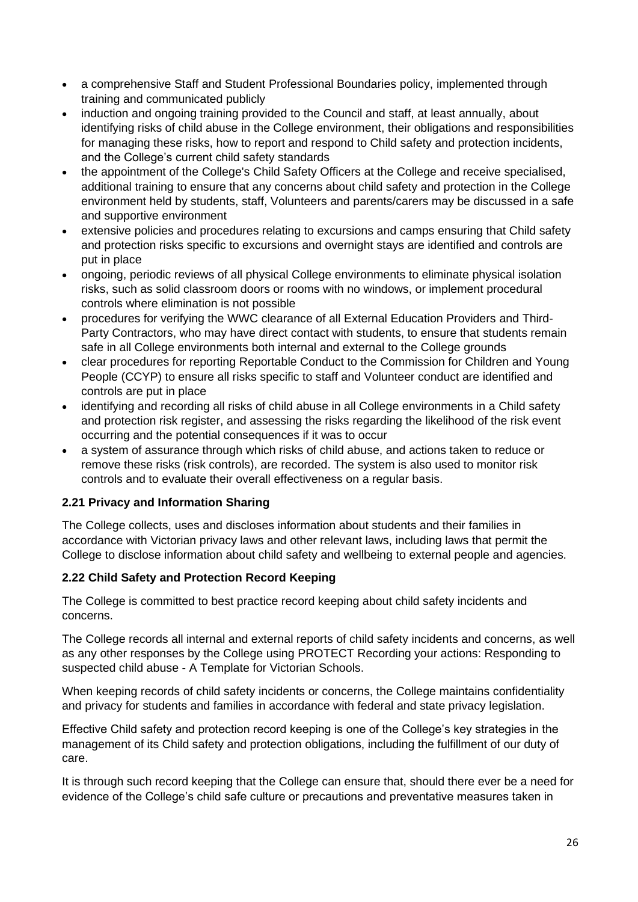- a comprehensive Staff and Student Professional Boundaries policy, implemented through training and communicated publicly
- induction and ongoing training provided to the Council and staff, at least annually, about identifying risks of child abuse in the College environment, their obligations and responsibilities for managing these risks, how to report and respond to Child safety and protection incidents, and the College's current child safety standards
- the appointment of the College's Child Safety Officers at the College and receive specialised, additional training to ensure that any concerns about child safety and protection in the College environment held by students, staff, Volunteers and parents/carers may be discussed in a safe and supportive environment
- extensive policies and procedures relating to excursions and camps ensuring that Child safety and protection risks specific to excursions and overnight stays are identified and controls are put in place
- ongoing, periodic reviews of all physical College environments to eliminate physical isolation risks, such as solid classroom doors or rooms with no windows, or implement procedural controls where elimination is not possible
- procedures for verifying the WWC clearance of all External Education Providers and Third-Party Contractors, who may have direct contact with students, to ensure that students remain safe in all College environments both internal and external to the College grounds
- clear procedures for reporting Reportable Conduct to the Commission for Children and Young People (CCYP) to ensure all risks specific to staff and Volunteer conduct are identified and controls are put in place
- identifying and recording all risks of child abuse in all College environments in a Child safety and protection risk register, and assessing the risks regarding the likelihood of the risk event occurring and the potential consequences if it was to occur
- a system of assurance through which risks of child abuse, and actions taken to reduce or remove these risks (risk controls), are recorded. The system is also used to monitor risk controls and to evaluate their overall effectiveness on a regular basis.

### 2.21 Privacy and Information Sharing

The College collects, uses and discloses information about students and their families in accordance with Victorian privacy laws and other relevant laws, including laws that permit the College to disclose information about child safety and wellbeing to external people and agencies.

### 2.22 Child Safety and Protection Record Keeping

The College is committed to best practice record keeping about child safety incidents and concerns.

The College records all internal and external reports of child safety incidents and concerns, as well as any other responses by the College using PROTECT Recording your actions: Responding to suspected child abuse - A Template for Victorian Schools.

When keeping records of child safety incidents or concerns, the College maintains confidentiality and privacy for students and families in accordance with federal and state privacy legislation.

Effective Child safety and protection record keeping is one of the College's key strategies in the management of its Child safety and protection obligations, including the fulfillment of our duty of care.

It is through such record keeping that the College can ensure that, should there ever be a need for evidence of the College's child safe culture or precautions and preventative measures taken in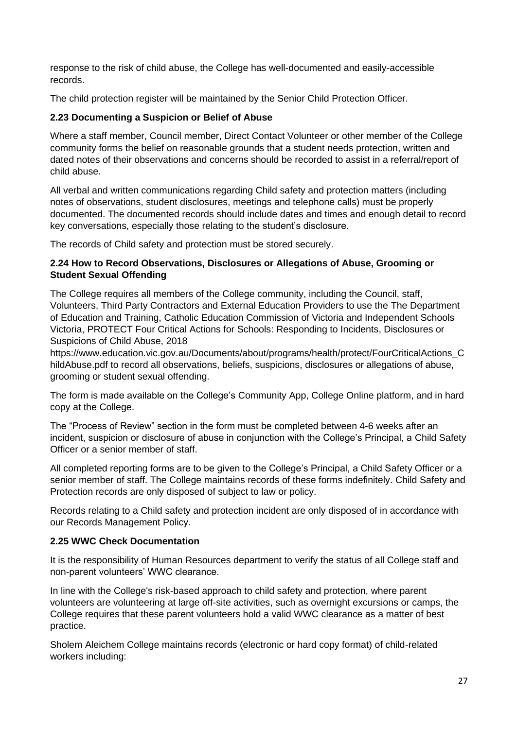response to the risk of child abuse, the College has well-documented and easily-accessible records.

The child protection register will be maintained by the Senior Child Protection Officer.

### 2.23 Documenting a Suspicion or Belief of Abuse

Where a staff member, Council member, Direct Contact Volunteer or other member of the College community forms the belief on reasonable grounds that a student needs protection, written and dated notes of their observations and concerns should be recorded to assist in a referral/report of child abuse.

All verbal and written communications regarding Child safety and protection matters (including notes of observations, student disclosures, meetings and telephone calls) must be properly documented. The documented records should include dates and times and enough detail to record key conversations, especially those relating to the student's disclosure.

The records of Child safety and protection must be stored securely.

### 2.24 How to Record Observations, Disclosures or Allegations of Abuse, Grooming or Student Sexual Offending

The College requires all members of the College community, including the Council, staff, Volunteers, Third Party Contractors and External Education Providers to use the The Department of Education and Training, Catholic Education Commission of Victoria and Independent Schools Victoria, PROTECT Four Critical Actions for Schools: Responding to Incidents, Disclosures or Suspicions of Child Abuse, 2018 https://www.education.vic.gov.au/Documents/about/programs/health/protect/FourCriticalActions_ChildAbuse.pdf to record all observations, beliefs, suspicions, disclosures or allegations of abuse, grooming or student sexual offending.

The form is made available on the College's Community App, College Online platform, and in hard copy at the College.

The "Process of Review" section in the form must be completed between 4-6 weeks after an incident, suspicion or disclosure of abuse in conjunction with the College's Principal, a Child Safety Officer or a senior member of staff.

All completed reporting forms are to be given to the College's Principal, a Child Safety Officer or a senior member of staff. The College maintains records of these forms indefinitely. Child Safety and Protection records are only disposed of subject to law or policy.

Records relating to a Child safety and protection incident are only disposed of in accordance with our Records Management Policy.

### 2.25 WWC Check Documentation

It is the responsibility of Human Resources department to verify the status of all College staff and non-parent volunteers' WWC clearance.

In line with the College's risk-based approach to child safety and protection, where parent volunteers are volunteering at large off-site activities, such as overnight excursions or camps, the College requires that these parent volunteers hold a valid WWC clearance as a matter of best practice.

Sholem Aleichem College maintains records (electronic or hard copy format) of child-related workers including: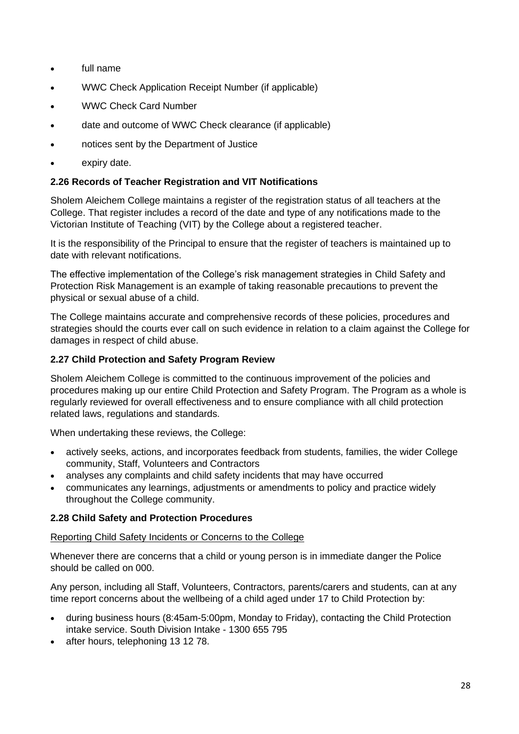- full name
- WWC Check Application Receipt Number (if applicable)
- WWC Check Card Number
- date and outcome of WWC Check clearance (if applicable)
- notices sent by the Department of Justice
- expiry date.

### 2.26 Records of Teacher Registration and VIT Notifications

Sholem Aleichem College maintains a register of the registration status of all teachers at the College. That register includes a record of the date and type of any notifications made to the Victorian Institute of Teaching (VIT) by the College about a registered teacher.

It is the responsibility of the Principal to ensure that the register of teachers is maintained up to date with relevant notifications.

The effective implementation of the College's risk management strategies in Child Safety and Protection Risk Management is an example of taking reasonable precautions to prevent the physical or sexual abuse of a child.

The College maintains accurate and comprehensive records of these policies, procedures and strategies should the courts ever call on such evidence in relation to a claim against the College for damages in respect of child abuse.

### 2.27 Child Protection and Safety Program Review

Sholem Aleichem College is committed to the continuous improvement of the policies and procedures making up our entire Child Protection and Safety Program. The Program as a whole is regularly reviewed for overall effectiveness and to ensure compliance with all child protection related laws, regulations and standards.

When undertaking these reviews, the College:

- actively seeks, actions, and incorporates feedback from students, families, the wider College community, Staff, Volunteers and Contractors
- analyses any complaints and child safety incidents that may have occurred
- communicates any learnings, adjustments or amendments to policy and practice widely throughout the College community.

### 2.28 Child Safety and Protection Procedures

<u>Reporting Child Safety Incidents or Concerns to the College</u>

Whenever there are concerns that a child or young person is in immediate danger the Police should be called on 000.

Any person, including all Staff, Volunteers, Contractors, parents/carers and students, can at any time report concerns about the wellbeing of a child aged under 17 to Child Protection by:

- during business hours (8:45am-5:00pm, Monday to Friday), contacting the Child Protection intake service. South Division Intake - 1300 655 795
- after hours, telephoning 13 12 78.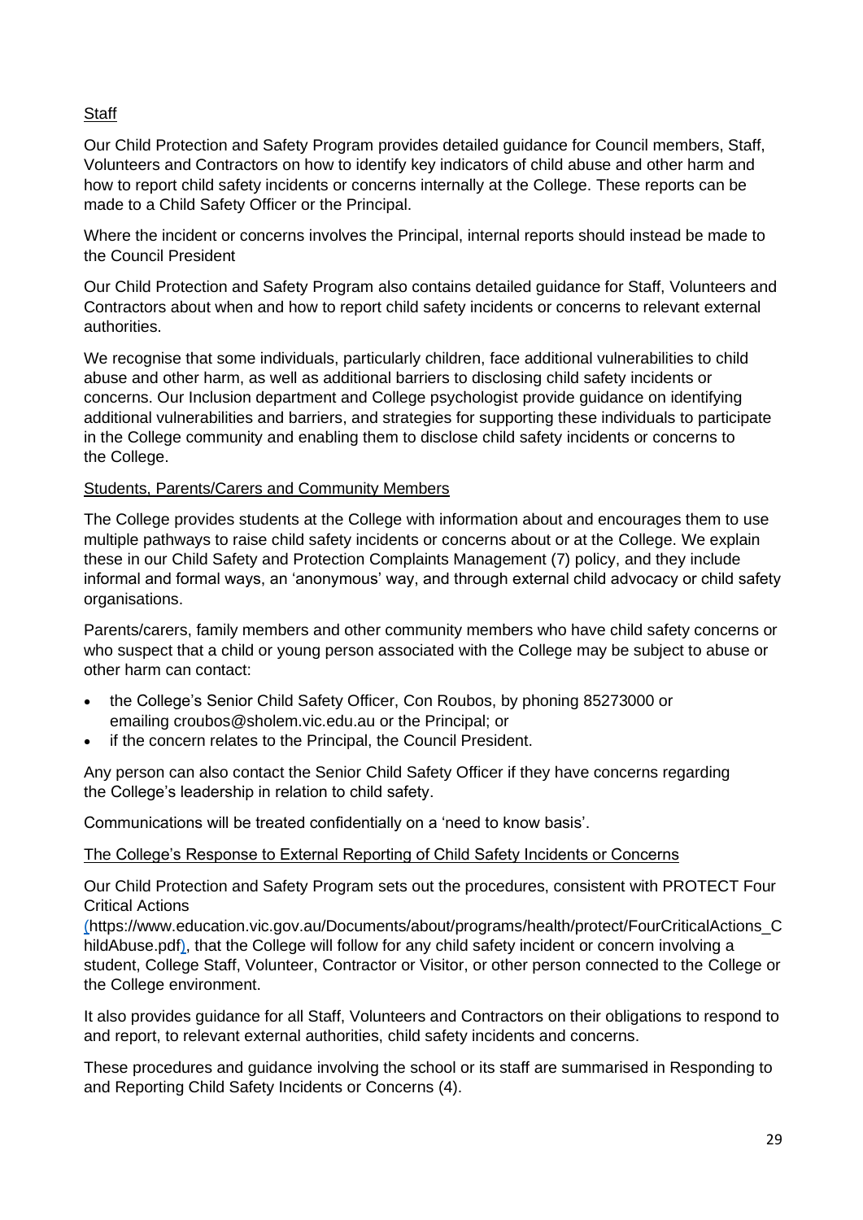Staff

Our Child Protection and Safety Program provides detailed guidance for Council members, Staff, Volunteers and Contractors on how to identify key indicators of child abuse and other harm and how to report child safety incidents or concerns internally at the College. These reports can be made to a Child Safety Officer or the Principal.

Where the incident or concerns involves the Principal, internal reports should instead be made to the Council President

Our Child Protection and Safety Program also contains detailed guidance for Staff, Volunteers and Contractors about when and how to report child safety incidents or concerns to relevant external authorities.

We recognise that some individuals, particularly children, face additional vulnerabilities to child abuse and other harm, as well as additional barriers to disclosing child safety incidents or concerns. Our Inclusion department and College psychologist provide guidance on identifying additional vulnerabilities and barriers, and strategies for supporting these individuals to participate in the College community and enabling them to disclose child safety incidents or concerns to the College.

Students, Parents/Carers and Community Members

The College provides students at the College with information about and encourages them to use multiple pathways to raise child safety incidents or concerns about or at the College. We explain these in our Child Safety and Protection Complaints Management (7) policy, and they include informal and formal ways, an 'anonymous' way, and through external child advocacy or child safety organisations.

Parents/carers, family members and other community members who have child safety concerns or who suspect that a child or young person associated with the College may be subject to abuse or other harm can contact:

- the College's Senior Child Safety Officer, Con Roubos, by phoning 85273000 or emailing croubos@sholem.vic.edu.au or the Principal; or
- if the concern relates to the Principal, the Council President.

Any person can also contact the Senior Child Safety Officer if they have concerns regarding the College's leadership in relation to child safety.

Communications will be treated confidentially on a 'need to know basis'.

The College's Response to External Reporting of Child Safety Incidents or Concerns

Our Child Protection and Safety Program sets out the procedures, consistent with PROTECT Four Critical Actions (https://www.education.vic.gov.au/Documents/about/programs/health/protect/FourCriticalActions_ChildAbuse.pdf), that the College will follow for any child safety incident or concern involving a student, College Staff, Volunteer, Contractor or Visitor, or other person connected to the College or the College environment.

It also provides guidance for all Staff, Volunteers and Contractors on their obligations to respond to and report, to relevant external authorities, child safety incidents and concerns.

These procedures and guidance involving the school or its staff are summarised in Responding to and Reporting Child Safety Incidents or Concerns (4).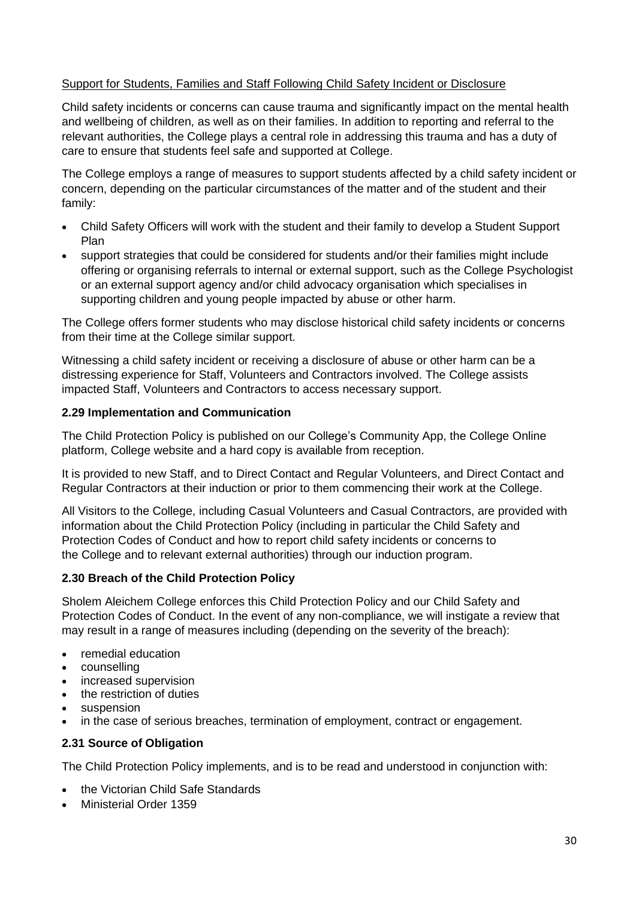Support for Students, Families and Staff Following Child Safety Incident or Disclosure

Child safety incidents or concerns can cause trauma and significantly impact on the mental health and wellbeing of children, as well as on their families. In addition to reporting and referral to the relevant authorities, the College plays a central role in addressing this trauma and has a duty of care to ensure that students feel safe and supported at College.

The College employs a range of measures to support students affected by a child safety incident or concern, depending on the particular circumstances of the matter and of the student and their family:

- Child Safety Officers will work with the student and their family to develop a Student Support Plan
- support strategies that could be considered for students and/or their families might include offering or organising referrals to internal or external support, such as the College Psychologist or an external support agency and/or child advocacy organisation which specialises in supporting children and young people impacted by abuse or other harm.

The College offers former students who may disclose historical child safety incidents or concerns from their time at the College similar support.

Witnessing a child safety incident or receiving a disclosure of abuse or other harm can be a distressing experience for Staff, Volunteers and Contractors involved. The College assists impacted Staff, Volunteers and Contractors to access necessary support.

### 2.29 Implementation and Communication

The Child Protection Policy is published on our College's Community App, the College Online platform, College website and a hard copy is available from reception.

It is provided to new Staff, and to Direct Contact and Regular Volunteers, and Direct Contact and Regular Contractors at their induction or prior to them commencing their work at the College.

All Visitors to the College, including Casual Volunteers and Casual Contractors, are provided with information about the Child Protection Policy (including in particular the Child Safety and Protection Codes of Conduct and how to report child safety incidents or concerns to the College and to relevant external authorities) through our induction program.

### 2.30 Breach of the Child Protection Policy

Sholem Aleichem College enforces this Child Protection Policy and our Child Safety and Protection Codes of Conduct. In the event of any non-compliance, we will instigate a review that may result in a range of measures including (depending on the severity of the breach):

- remedial education
- counselling
- increased supervision
- the restriction of duties
- suspension
- in the case of serious breaches, termination of employment, contract or engagement.

### 2.31 Source of Obligation

The Child Protection Policy implements, and is to be read and understood in conjunction with:

- the Victorian Child Safe Standards
- Ministerial Order 1359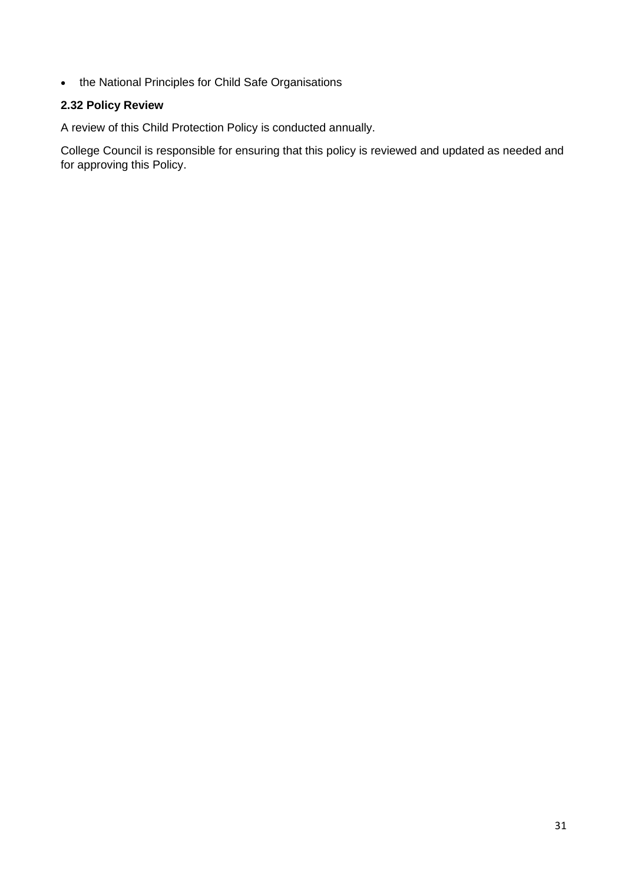- the National Principles for Child Safe Organisations

**2.32 Policy Review**

A review of this Child Protection Policy is conducted annually.

College Council is responsible for ensuring that this policy is reviewed and updated as needed and for approving this Policy.